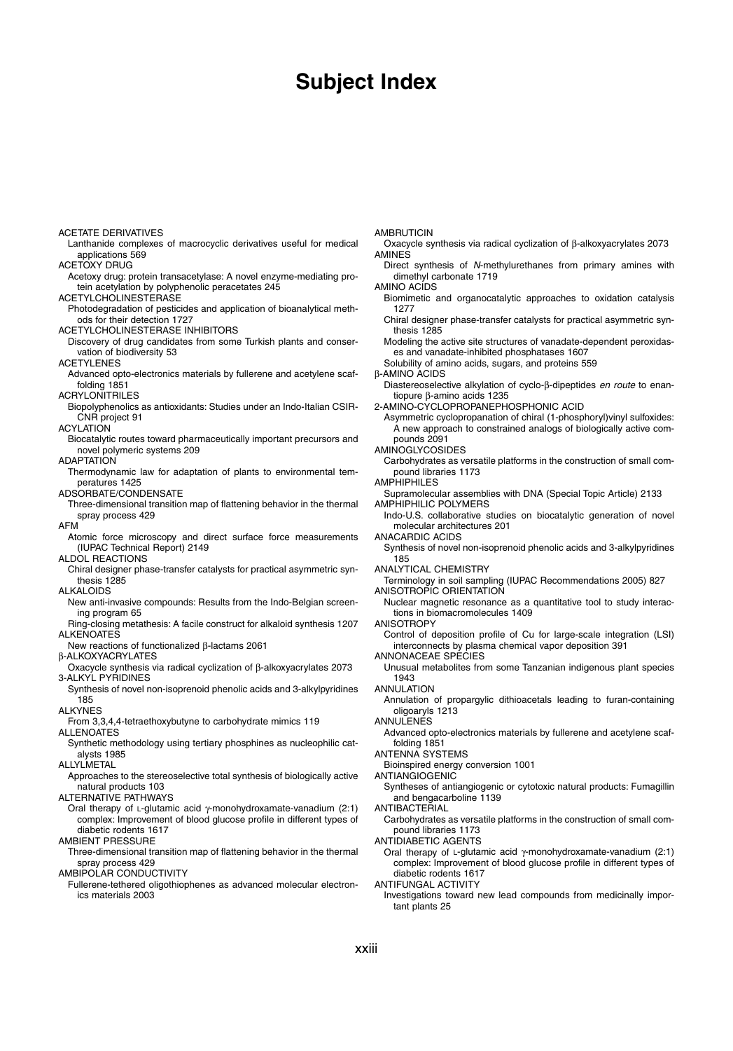# Subject Index

ACETATE DERIVATIVES
Lanthanide complexes of macrocyclic derivatives useful for medical applications 569

ACETOXY DRUG
Acetoxy drug: protein transacetylase: A novel enzyme-mediating protein acetylation by polyphenolic peracetates 245

ACETYLCHOLINESTERASE
Photodegradation of pesticides and application of bioanalytical methods for their detection 1727

ACETYLCHOLINESTERASE INHIBITORS
Discovery of drug candidates from some Turkish plants and conservation of biodiversity 53

ACETYLENES
Advanced opto-electronics materials by fullerene and acetylene scaffolding 1851

ACRYLONITRILES
Biopolyphenolics as antioxidants: Studies under an Indo-Italian CSIR-CNR project 91

ACYLATION
Biocatalytic routes toward pharmaceutically important precursors and novel polymeric systems 209

ADAPTATION
Thermodynamic law for adaptation of plants to environmental temperatures 1425

ADSORBATE/CONDENSATE
Three-dimensional transition map of flattening behavior in the thermal spray process 429

AFM
Atomic force microscopy and direct surface force measurements (IUPAC Technical Report) 2149

ALDOL REACTIONS
Chiral designer phase-transfer catalysts for practical asymmetric synthesis 1285

ALKALOIDS
New anti-invasive compounds: Results from the Indo-Belgian screening program 65
Ring-closing metathesis: A facile construct for alkaloid synthesis 1207

ALKENOATES
New reactions of functionalized β-lactams 2061

β-ALKOXYACRYLATES
Oxacycle synthesis via radical cyclization of β-alkoxyacrylates 2073

3-ALKYL PYRIDINES
Synthesis of novel non-isoprenoid phenolic acids and 3-alkylpyridines 185

ALKYNES
From 3,3,4,4-tetraethoxybutyne to carbohydrate mimics 119

ALLENOATES
Synthetic methodology using tertiary phosphines as nucleophilic catalysts 1985

ALLYLMETAL
Approaches to the stereoselective total synthesis of biologically active natural products 103

ALTERNATIVE PATHWAYS
Oral therapy of L-glutamic acid γ-monohydroxamate-vanadium (2:1) complex: Improvement of blood glucose profile in different types of diabetic rodents 1617

AMBIENT PRESSURE
Three-dimensional transition map of flattening behavior in the thermal spray process 429

AMBIPOLAR CONDUCTIVITY
Fullerene-tethered oligothiophenes as advanced molecular electronics materials 2003

AMBRUTICIN
Oxacycle synthesis via radical cyclization of β-alkoxyacrylates 2073

AMINES
Direct synthesis of *N*-methylurethanes from primary amines with dimethyl carbonate 1719

AMINO ACIDS
Biomimetic and organocatalytic approaches to oxidation catalysis 1277
Chiral designer phase-transfer catalysts for practical asymmetric synthesis 1285
Modeling the active site structures of vanadate-dependent peroxidases and vanadate-inhibited phosphatases 1607
Solubility of amino acids, sugars, and proteins 559

β-AMINO ACIDS
Diastereoselective alkylation of cyclo-β-dipeptides *en route* to enantiopure β-amino acids 1235

2-AMINO-CYCLOPROPANEPHOSPHONIC ACID
Asymmetric cyclopropanation of chiral (1-phosphoryl)vinyl sulfoxides: A new approach to constrained analogs of biologically active compounds 2091

AMINOGLYCOSIDES
Carbohydrates as versatile platforms in the construction of small compound libraries 1173

AMPHIPHILES
Supramolecular assemblies with DNA (Special Topic Article) 2133

AMPHIPHILIC POLYMERS
Indo-U.S. collaborative studies on biocatalytic generation of novel molecular architectures 201

ANACARDIC ACIDS
Synthesis of novel non-isoprenoid phenolic acids and 3-alkylpyridines 185

ANALYTICAL CHEMISTRY
Terminology in soil sampling (IUPAC Recommendations 2005) 827

ANISOTROPIC ORIENTATION
Nuclear magnetic resonance as a quantitative tool to study interactions in biomacromolecules 1409

ANISOTROPY
Control of deposition profile of Cu for large-scale integration (LSI) interconnects by plasma chemical vapor deposition 391

ANNONACEAE SPECIES
Unusual metabolites from some Tanzanian indigenous plant species 1943

ANNULATION
Annulation of propargylic dithioacetals leading to furan-containing oligoaryls 1213

ANNULENES
Advanced opto-electronics materials by fullerene and acetylene scaffolding 1851

ANTENNA SYSTEMS
Bioinspired energy conversion 1001

ANTIANGIOGENIC
Syntheses of antiangiogenic or cytotoxic natural products: Fumagillin and bengacarboline 1139

ANTIBACTERIAL
Carbohydrates as versatile platforms in the construction of small compound libraries 1173

ANTIDIABETIC AGENTS
Oral therapy of L-glutamic acid γ-monohydroxamate-vanadium (2:1) complex: Improvement of blood glucose profile in different types of diabetic rodents 1617

ANTIFUNGAL ACTIVITY
Investigations toward new lead compounds from medicinally important plants 25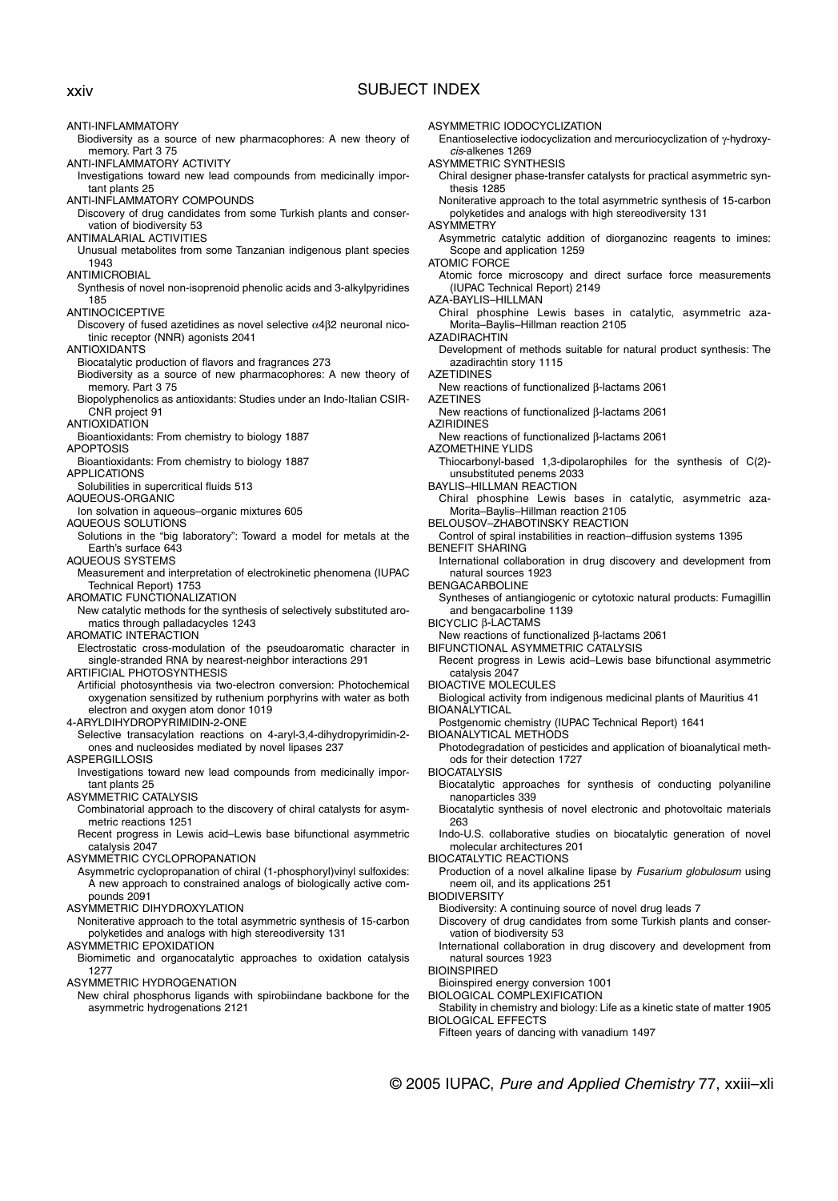ANTI-INFLAMMATORY
Biodiversity as a source of new pharmacophores: A new theory of memory. Part 3 75

ANTI-INFLAMMATORY ACTIVITY
Investigations toward new lead compounds from medicinally important plants 25

ANTI-INFLAMMATORY COMPOUNDS
Discovery of drug candidates from some Turkish plants and conservation of biodiversity 53

ANTIMALARIAL ACTIVITIES
Unusual metabolites from some Tanzanian indigenous plant species 1943

ANTIMICROBIAL
Synthesis of novel non-isoprenoid phenolic acids and 3-alkylpyridines 185

ANTINOCICEPTIVE
Discovery of fused azetidines as novel selective $\alpha 4\beta 2$ neuronal nicotinic receptor (NNR) agonists 2041

ANTIOXIDANTS
Biocatalytic production of flavors and fragrances 273
Biodiversity as a source of new pharmacophores: A new theory of memory. Part 3 75
Biopolyphenolics as antioxidants: Studies under an Indo-Italian CSIR-CNR project 91

ANTIOXIDATION
Bioantioxidants: From chemistry to biology 1887

APOPTOSIS
Bioantioxidants: From chemistry to biology 1887

APPLICATIONS
Solubilities in supercritical fluids 513

AQUEOUS-ORGANIC
Ion solvation in aqueous–organic mixtures 605

AQUEOUS SOLUTIONS
Solutions in the "big laboratory": Toward a model for metals at the Earth's surface 643

AQUEOUS SYSTEMS
Measurement and interpretation of electrokinetic phenomena (IUPAC Technical Report) 1753

AROMATIC FUNCTIONALIZATION
New catalytic methods for the synthesis of selectively substituted aromatics through palladacycles 1243

AROMATIC INTERACTION
Electrostatic cross-modulation of the pseudoaromatic character in single-stranded RNA by nearest-neighbor interactions 291

ARTIFICIAL PHOTOSYNTHESIS
Artificial photosynthesis via two-electron conversion: Photochemical oxygenation sensitized by ruthenium porphyrins with water as both electron and oxygen atom donor 1019

4-ARYLDIHYDROPYRIMIDIN-2-ONE
Selective transacylation reactions on 4-aryl-3,4-dihydropyrimidin-2-ones and nucleosides mediated by novel lipases 237

ASPERGILLOSIS
Investigations toward new lead compounds from medicinally important plants 25

ASYMMETRIC CATALYSIS
Combinatorial approach to the discovery of chiral catalysts for asymmetric reactions 1251
Recent progress in Lewis acid–Lewis base bifunctional asymmetric catalysis 2047

ASYMMETRIC CYCLOPROPANATION
Asymmetric cyclopropanation of chiral (1-phosphoryl)vinyl sulfoxides: A new approach to constrained analogs of biologically active compounds 2091

ASYMMETRIC DIHYDROXYLATION
Noniterative approach to the total asymmetric synthesis of 15-carbon polyketides and analogs with high stereodiversity 131

ASYMMETRIC EPOXIDATION
Biomimetic and organocatalytic approaches to oxidation catalysis 1277

ASYMMETRIC HYDROGENATION
New chiral phosphorus ligands with spirobiindane backbone for the asymmetric hydrogenations 2121

ASYMMETRIC IODOCYCLIZATION
Enantioselective iodocyclization and mercuriocyclization of $\gamma$-hydroxy-*cis*-alkenes 1269

ASYMMETRIC SYNTHESIS
Chiral designer phase-transfer catalysts for practical asymmetric synthesis 1285
Noniterative approach to the total asymmetric synthesis of 15-carbon polyketides and analogs with high stereodiversity 131

ASYMMETRY
Asymmetric catalytic addition of diorganozinc reagents to imines: Scope and application 1259

ATOMIC FORCE
Atomic force microscopy and direct surface force measurements (IUPAC Technical Report) 2149

AZA-BAYLIS–HILLMAN
Chiral phosphine Lewis bases in catalytic, asymmetric aza-Morita–Baylis–Hillman reaction 2105

AZADIRACHTIN
Development of methods suitable for natural product synthesis: The azadirachtin story 1115

AZETIDINES
New reactions of functionalized $\beta$-lactams 2061

AZETINES
New reactions of functionalized $\beta$-lactams 2061

AZIRIDINES
New reactions of functionalized $\beta$-lactams 2061

AZOMETHINE YLIDS
Thiocarbonyl-based 1,3-dipolarophiles for the synthesis of C(2)-unsubstituted penems 2033

BAYLIS–HILLMAN REACTION
Chiral phosphine Lewis bases in catalytic, asymmetric aza-Morita–Baylis–Hillman reaction 2105

BELOUSOV–ZHABOTINSKY REACTION
Control of spiral instabilities in reaction–diffusion systems 1395

BENEFIT SHARING
International collaboration in drug discovery and development from natural sources 1923

BENGACARBOLINE
Syntheses of antiangiogenic or cytotoxic natural products: Fumagillin and bengacarboline 1139

BICYCLIC $\beta$-LACTAMS
New reactions of functionalized $\beta$-lactams 2061

BIFUNCTIONAL ASYMMETRIC CATALYSIS
Recent progress in Lewis acid–Lewis base bifunctional asymmetric catalysis 2047

BIOACTIVE MOLECULES
Biological activity from indigenous medicinal plants of Mauritius 41

BIOANALYTICAL
Postgenomic chemistry (IUPAC Technical Report) 1641

BIOANALYTICAL METHODS
Photodegradation of pesticides and application of bioanalytical methods for their detection 1727

BIOCATALYSIS
Biocatalytic approaches for synthesis of conducting polyaniline nanoparticles 339
Biocatalytic synthesis of novel electronic and photovoltaic materials 263
Indo-U.S. collaborative studies on biocatalytic generation of novel molecular architectures 201

BIOCATALYTIC REACTIONS
Production of a novel alkaline lipase by *Fusarium globulosum* using neem oil, and its applications 251

BIODIVERSITY
Biodiversity: A continuing source of novel drug leads 7
Discovery of drug candidates from some Turkish plants and conservation of biodiversity 53
International collaboration in drug discovery and development from natural sources 1923

BIOINSPIRED
Bioinspired energy conversion 1001

BIOLOGICAL COMPLEXIFICATION
Stability in chemistry and biology: Life as a kinetic state of matter 1905

BIOLOGICAL EFFECTS
Fifteen years of dancing with vanadium 1497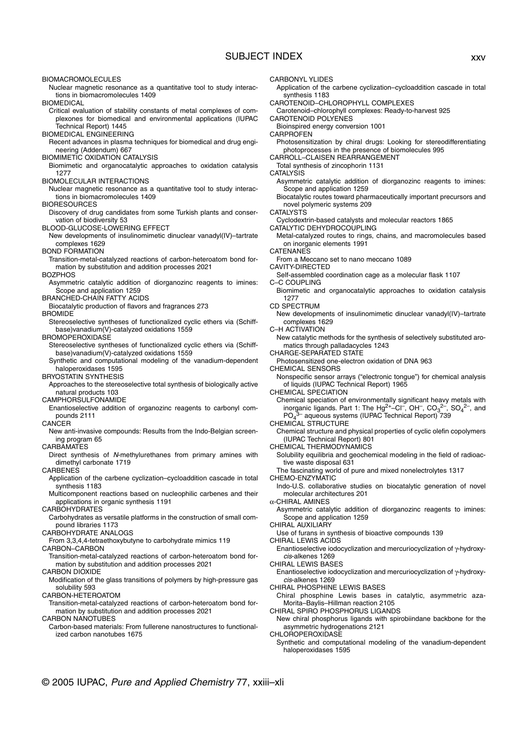## SUBJECT INDEX

BIOMACROMOLECULES
Nuclear magnetic resonance as a quantitative tool to study interactions in biomacromolecules 1409

BIOMEDICAL
Critical evaluation of stability constants of metal complexes of complexones for biomedical and environmental applications (IUPAC Technical Report) 1445

BIOMEDICAL ENGINEERING
Recent advances in plasma techniques for biomedical and drug engineering (Addendum) 667

BIOMIMETIC OXIDATION CATALYSIS
Biomimetic and organocatalytic approaches to oxidation catalysis 1277

BIOMOLECULAR INTERACTIONS
Nuclear magnetic resonance as a quantitative tool to study interactions in biomacromolecules 1409

BIORESOURCES
Discovery of drug candidates from some Turkish plants and conservation of biodiversity 53

BLOOD-GLUCOSE-LOWERING EFFECT
New developments of insulinomimetic dinuclear vanadyl(IV)–tartrate complexes 1629

BOND FORMATION
Transition-metal-catalyzed reactions of carbon-heteroatom bond formation by substitution and addition processes 2021

BOZPHOS
Asymmetric catalytic addition of diorganozinc reagents to imines: Scope and application 1259

BRANCHED-CHAIN FATTY ACIDS
Biocatalytic production of flavors and fragrances 273

BROMIDE
Stereoselective syntheses of functionalized cyclic ethers via (Schiff-base)vanadium(V)-catalyzed oxidations 1559

BROMOPEROXIDASE
Stereoselective syntheses of functionalized cyclic ethers via (Schiff-base)vanadium(V)-catalyzed oxidations 1559
Synthetic and computational modeling of the vanadium-dependent haloperoxidases 1595

BRYOSTATIN SYNTHESIS
Approaches to the stereoselective total synthesis of biologically active natural products 103

CAMPHORSULFONAMIDE
Enantioselective addition of organozinc reagents to carbonyl compounds 2111

CANCER
New anti-invasive compounds: Results from the Indo-Belgian screening program 65

CARBAMATES
Direct synthesis of *N*-methylurethanes from primary amines with dimethyl carbonate 1719

CARBENES
Application of the carbene cyclization–cycloaddition cascade in total synthesis 1183
Multicomponent reactions based on nucleophilic carbenes and their applications in organic synthesis 1191

CARBOHYDRATES
Carbohydrates as versatile platforms in the construction of small compound libraries 1173

CARBOHYDRATE ANALOGS
From 3,3,4,4-tetraethoxybutyne to carbohydrate mimics 119

CARBON–CARBON
Transition-metal-catalyzed reactions of carbon-heteroatom bond formation by substitution and addition processes 2021

CARBON DIOXIDE
Modification of the glass transitions of polymers by high-pressure gas solubility 593

CARBON-HETEROATOM
Transition-metal-catalyzed reactions of carbon-heteroatom bond formation by substitution and addition processes 2021

CARBON NANOTUBES
Carbon-based materials: From fullerene nanostructures to functionalized carbon nanotubes 1675

CARBONYL YLIDES
Application of the carbene cyclization–cycloaddition cascade in total synthesis 1183

CAROTENOID–CHLOROPHYLL COMPLEXES
Carotenoid–chlorophyll complexes: Ready-to-harvest 925

CAROTENOID POLYENES
Bioinspired energy conversion 1001

CARPROFEN
Photosensitization by chiral drugs: Looking for stereodifferentiating photoprocesses in the presence of biomolecules 995

CARROLL–CLAISEN REARRANGEMENT
Total synthesis of zincophorin 1131

CATALYSIS
Asymmetric catalytic addition of diorganozinc reagents to imines: Scope and application 1259
Biocatalytic routes toward pharmaceutically important precursors and novel polymeric systems 209

CATALYSTS
Cyclodextrin-based catalysts and molecular reactors 1865

CATALYTIC DEHYDROCOUPLING
Metal-catalyzed routes to rings, chains, and macromolecules based on inorganic elements 1991

CATENANES
From a Meccano set to nano meccano 1089

CAVITY-DIRECTED
Self-assembled coordination cage as a molecular flask 1107

C–C COUPLING
Biomimetic and organocatalytic approaches to oxidation catalysis 1277

CD SPECTRUM
New developments of insulinomimetic dinuclear vanadyl(IV)–tartrate complexes 1629

C–H ACTIVATION
New catalytic methods for the synthesis of selectively substituted aromatics through palladacycles 1243

CHARGE-SEPARATED STATE
Photosensitized one-electron oxidation of DNA 963

CHEMICAL SENSORS
Nonspecific sensor arrays ("electronic tongue") for chemical analysis of liquids (IUPAC Technical Report) 1965

CHEMICAL SPECIATION
Chemical speciation of environmentally significant heavy metals with inorganic ligands. Part 1: The $Hg^{2+}$–$Cl^{-}$, $OH^{-}$, $CO_3^{2-}$, $SO_4^{2-}$, and $PO_4^{3-}$ aqueous systems (IUPAC Technical Report) 739

CHEMICAL STRUCTURE
Chemical structure and physical properties of cyclic olefin copolymers (IUPAC Technical Report) 801

CHEMICAL THERMODYNAMICS
Solubility equilibria and geochemical modeling in the field of radioactive waste disposal 631
The fascinating world of pure and mixed nonelectrolytes 1317

CHEMO-ENZYMATIC
Indo-U.S. collaborative studies on biocatalytic generation of novel molecular architectures 201

α-CHIRAL AMINES
Asymmetric catalytic addition of diorganozinc reagents to imines: Scope and application 1259

CHIRAL AUXILIARY
Use of furans in synthesis of bioactive compounds 139

CHIRAL LEWIS ACIDS
Enantioselective iodocyclization and mercuriocyclization of γ-hydroxy-*cis*-alkenes 1269

CHIRAL LEWIS BASES
Enantioselective iodocyclization and mercuriocyclization of γ-hydroxy-*cis*-alkenes 1269

CHIRAL PHOSPHINE LEWIS BASES
Chiral phosphine Lewis bases in catalytic, asymmetric aza-Morita–Baylis–Hillman reaction 2105

CHIRAL SPIRO PHOSPHORUS LIGANDS
New chiral phosphorus ligands with spirobiindane backbone for the asymmetric hydrogenations 2121

CHLOROPEROXIDASE
Synthetic and computational modeling of the vanadium-dependent haloperoxidases 1595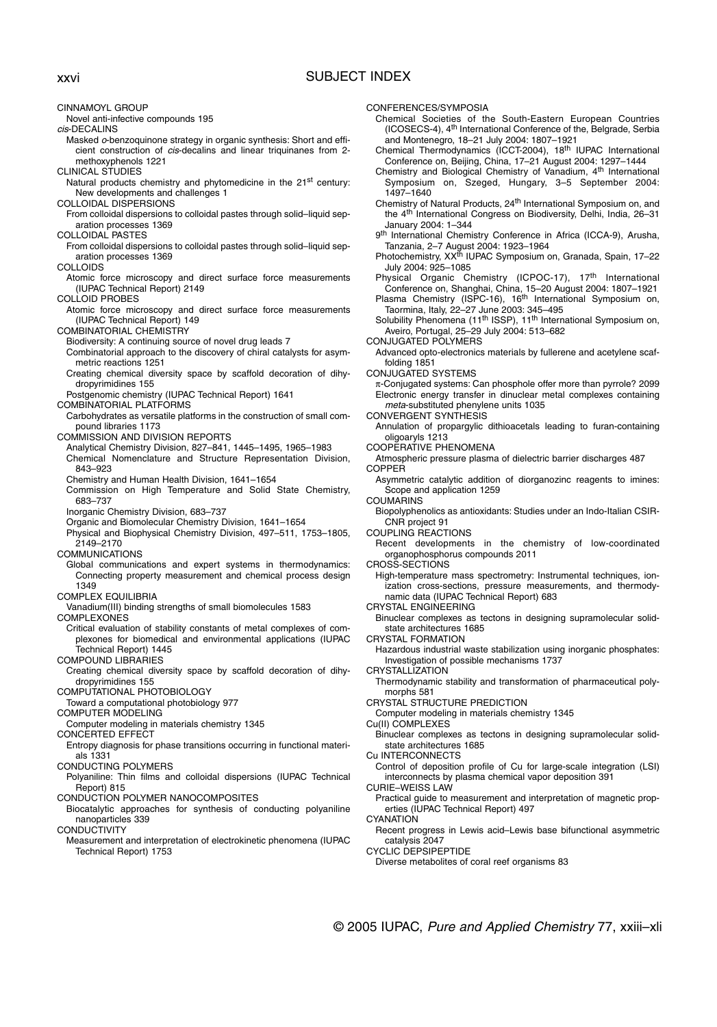CINNAMOYL GROUP
  Novel anti-infective compounds 195

*cis*-DECALINS
  Masked *o*-benzoquinone strategy in organic synthesis: Short and efficient construction of *cis*-decalins and linear triquinanes from 2-methoxyphenols 1221

CLINICAL STUDIES
  Natural products chemistry and phytomedicine in the 21st century: New developments and challenges 1

COLLOIDAL DISPERSIONS
  From colloidal dispersions to colloidal pastes through solid–liquid separation processes 1369

COLLOIDAL PASTES
  From colloidal dispersions to colloidal pastes through solid–liquid separation processes 1369

COLLOIDS
  Atomic force microscopy and direct surface force measurements (IUPAC Technical Report) 2149

COLLOID PROBES
  Atomic force microscopy and direct surface force measurements (IUPAC Technical Report) 149

COMBINATORIAL CHEMISTRY
  Biodiversity: A continuing source of novel drug leads 7
  Combinatorial approach to the discovery of chiral catalysts for asymmetric reactions 1251
  Creating chemical diversity space by scaffold decoration of dihydropyrimidines 155
  Postgenomic chemistry (IUPAC Technical Report) 1641

COMBINATORIAL PLATFORMS
  Carbohydrates as versatile platforms in the construction of small compound libraries 1173

COMMISSION AND DIVISION REPORTS
  Analytical Chemistry Division, 827–841, 1445–1495, 1965–1983
  Chemical Nomenclature and Structure Representation Division, 843–923
  Chemistry and Human Health Division, 1641–1654
  Commission on High Temperature and Solid State Chemistry, 683–737
  Inorganic Chemistry Division, 683–737
  Organic and Biomolecular Chemistry Division, 1641–1654
  Physical and Biophysical Chemistry Division, 497–511, 1753–1805, 2149–2170

COMMUNICATIONS
  Global communications and expert systems in thermodynamics: Connecting property measurement and chemical process design 1349

COMPLEX EQUILIBRIA
  Vanadium(III) binding strengths of small biomolecules 1583

COMPLEXONES
  Critical evaluation of stability constants of metal complexes of complexones for biomedical and environmental applications (IUPAC Technical Report) 1445

COMPOUND LIBRARIES
  Creating chemical diversity space by scaffold decoration of dihydropyrimidines 155

COMPUTATIONAL PHOTOBIOLOGY
  Toward a computational photobiology 977

COMPUTER MODELING
  Computer modeling in materials chemistry 1345

CONCERTED EFFECT
  Entropy diagnosis for phase transitions occurring in functional materials 1331

CONDUCTING POLYMERS
  Polyaniline: Thin films and colloidal dispersions (IUPAC Technical Report) 815

CONDUCTION POLYMER NANOCOMPOSITES
  Biocatalytic approaches for synthesis of conducting polyaniline nanoparticles 339

CONDUCTIVITY
  Measurement and interpretation of electrokinetic phenomena (IUPAC Technical Report) 1753

CONFERENCES/SYMPOSIA
  Chemical Societies of the South-Eastern European Countries (ICOSECS-4), 4th International Conference of the, Belgrade, Serbia and Montenegro, 18–21 July 2004: 1807–1921
  Chemical Thermodynamics (ICCT-2004), 18th IUPAC International Conference on, Beijing, China, 17–21 August 2004: 1297–1444
  Chemistry and Biological Chemistry of Vanadium, 4th International Symposium on, Szeged, Hungary, 3–5 September 2004: 1497–1640
  Chemistry of Natural Products, 24th International Symposium on, and the 4th International Congress on Biodiversity, Delhi, India, 26–31 January 2004: 1–344
  9th International Chemistry Conference in Africa (ICCA-9), Arusha, Tanzania, 2–7 August 2004: 1923–1964
  Photochemistry, XXth IUPAC Symposium on, Granada, Spain, 17–22 July 2004: 925–1085
  Physical Organic Chemistry (ICPOC-17), 17th International Conference on, Shanghai, China, 15–20 August 2004: 1807–1921
  Plasma Chemistry (ISPC-16), 16th International Symposium on, Taormina, Italy, 22–27 June 2003: 345–495
  Solubility Phenomena (11th ISSP), 11th International Symposium on, Aveiro, Portugal, 25–29 July 2004: 513–682

CONJUGATED POLYMERS
  Advanced opto-electronics materials by fullerene and acetylene scaffolding 1851

CONJUGATED SYSTEMS
  π-Conjugated systems: Can phosphole offer more than pyrrole? 2099
  Electronic energy transfer in dinuclear metal complexes containing *meta*-substituted phenylene units 1035

CONVERGENT SYNTHESIS
  Annulation of propargylic dithioacetals leading to furan-containing oligoaryls 1213

COOPERATIVE PHENOMENA
  Atmospheric pressure plasma of dielectric barrier discharges 487

COPPER
  Asymmetric catalytic addition of diorganozinc reagents to imines: Scope and application 1259

COUMARINS
  Biopolyphenolics as antioxidants: Studies under an Indo-Italian CSIR-CNR project 91

COUPLING REACTIONS
  Recent developments in the chemistry of low-coordinated organophosphorus compounds 2011

CROSS-SECTIONS
  High-temperature mass spectrometry: Instrumental techniques, ionization cross-sections, pressure measurements, and thermodynamic data (IUPAC Technical Report) 683

CRYSTAL ENGINEERING
  Binuclear complexes as tectons in designing supramolecular solid-state architectures 1685

CRYSTAL FORMATION
  Hazardous industrial waste stabilization using inorganic phosphates: Investigation of possible mechanisms 1737

CRYSTALLIZATION
  Thermodynamic stability and transformation of pharmaceutical polymorphs 581

CRYSTAL STRUCTURE PREDICTION
  Computer modeling in materials chemistry 1345

Cu(II) COMPLEXES
  Binuclear complexes as tectons in designing supramolecular solid-state architectures 1685

Cu INTERCONNECTS
  Control of deposition profile of Cu for large-scale integration (LSI) interconnects by plasma chemical vapor deposition 391

CURIE–WEISS LAW
  Practical guide to measurement and interpretation of magnetic properties (IUPAC Technical Report) 497

CYANATION
  Recent progress in Lewis acid–Lewis base bifunctional asymmetric catalysis 2047

CYCLIC DEPSIPEPTIDE
  Diverse metabolites of coral reef organisms 83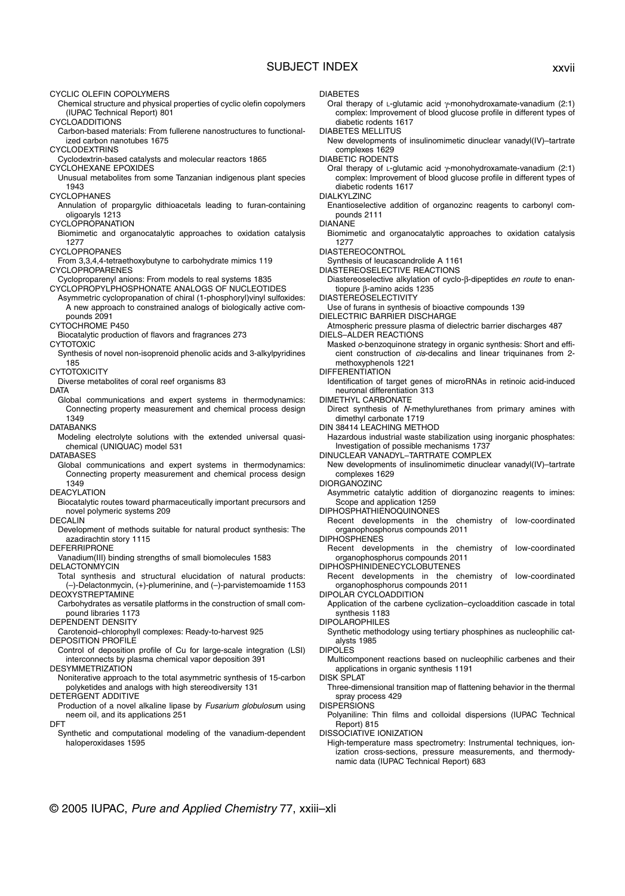CYCLIC OLEFIN COPOLYMERS
Chemical structure and physical properties of cyclic olefin copolymers (IUPAC Technical Report) 801

CYCLOADDITIONS
Carbon-based materials: From fullerene nanostructures to functionalized carbon nanotubes 1675

CYCLODEXTRINS
Cyclodextrin-based catalysts and molecular reactors 1865

CYCLOHEXANE EPOXIDES
Unusual metabolites from some Tanzanian indigenous plant species 1943

CYCLOPHANES
Annulation of propargylic dithioacetals leading to furan-containing oligoaryls 1213

CYCLOPROPANATION
Biomimetic and organocatalytic approaches to oxidation catalysis 1277

CYCLOPROPANES
From 3,3,4,4-tetraethoxybutyne to carbohydrate mimics 119

CYCLOPROPARENES
Cycloproparenyl anions: From models to real systems 1835

CYCLOPROPYLPHOSPHONATE ANALOGS OF NUCLEOTIDES
Asymmetric cyclopropanation of chiral (1-phosphoryl)vinyl sulfoxides: A new approach to constrained analogs of biologically active compounds 2091

CYTOCHROME P450
Biocatalytic production of flavors and fragrances 273

CYTOTOXIC
Synthesis of novel non-isoprenoid phenolic acids and 3-alkylpyridines 185

CYTOTOXICITY
Diverse metabolites of coral reef organisms 83

DATA
Global communications and expert systems in thermodynamics: Connecting property measurement and chemical process design 1349

DATABANKS
Modeling electrolyte solutions with the extended universal quasichemical (UNIQUAC) model 531

DATABASES
Global communications and expert systems in thermodynamics: Connecting property measurement and chemical process design 1349

DEACYLATION
Biocatalytic routes toward pharmaceutically important precursors and novel polymeric systems 209

DECALIN
Development of methods suitable for natural product synthesis: The azadirachtin story 1115

DEFERRIPRONE
Vanadium(III) binding strengths of small biomolecules 1583

DELACTONMYCIN
Total synthesis and structural elucidation of natural products: (–)-Delactonmycin, (+)-plumerinine, and (–)-parvistemoamide 1153

DEOXYSTREPTAMINE
Carbohydrates as versatile platforms in the construction of small compound libraries 1173

DEPENDENT DENSITY
Carotenoid–chlorophyll complexes: Ready-to-harvest 925

DEPOSITION PROFILE
Control of deposition profile of Cu for large-scale integration (LSI) interconnects by plasma chemical vapor deposition 391

DESYMMETRIZATION
Noniterative approach to the total asymmetric synthesis of 15-carbon polyketides and analogs with high stereodiversity 131

DETERGENT ADDITIVE
Production of a novel alkaline lipase by *Fusarium globulosum* using neem oil, and its applications 251

DFT
Synthetic and computational modeling of the vanadium-dependent haloperoxidases 1595

DIABETES
Oral therapy of L-glutamic acid γ-monohydroxamate-vanadium (2:1) complex: Improvement of blood glucose profile in different types of diabetic rodents 1617

DIABETES MELLITUS
New developments of insulinomimetic dinuclear vanadyl(IV)–tartrate complexes 1629

DIABETIC RODENTS
Oral therapy of L-glutamic acid γ-monohydroxamate-vanadium (2:1) complex: Improvement of blood glucose profile in different types of diabetic rodents 1617

DIALKYLZINC
Enantioselective addition of organozinc reagents to carbonyl compounds 2111

DIANANE
Biomimetic and organocatalytic approaches to oxidation catalysis 1277

DIASTEREOCONTROL
Synthesis of leucascandrolide A 1161

DIASTEREOSELECTIVE REACTIONS
Diastereoselective alkylation of cyclo-β-dipeptides *en route* to enantiopure β-amino acids 1235

DIASTEREOSELECTIVITY
Use of furans in synthesis of bioactive compounds 139

DIELECTRIC BARRIER DISCHARGE
Atmospheric pressure plasma of dielectric barrier discharges 487

DIELS–ALDER REACTIONS
Masked *o*-benzoquinone strategy in organic synthesis: Short and efficient construction of *cis*-decalins and linear triquinanes from 2-methoxyphenols 1221

DIFFERENTIATION
Identification of target genes of microRNAs in retinoic acid-induced neuronal differentiation 313

DIMETHYL CARBONATE
Direct synthesis of *N*-methylurethanes from primary amines with dimethyl carbonate 1719

DIN 38414 LEACHING METHOD
Hazardous industrial waste stabilization using inorganic phosphates: Investigation of possible mechanisms 1737

DINUCLEAR VANADYL–TARTRATE COMPLEX
New developments of insulinomimetic dinuclear vanadyl(IV)–tartrate complexes 1629

DIORGANOZINC
Asymmetric catalytic addition of diorganozinc reagents to imines: Scope and application 1259

DIPHOSPHATHIENOQUINONES
Recent developments in the chemistry of low-coordinated organophosphorus compounds 2011

DIPHOSPHENES
Recent developments in the chemistry of low-coordinated organophosphorus compounds 2011

DIPHOSPHINIDENECYCLOBUTENES
Recent developments in the chemistry of low-coordinated organophosphorus compounds 2011

DIPOLAR CYCLOADDITION
Application of the carbene cyclization–cycloaddition cascade in total synthesis 1183

DIPOLAROPHILES
Synthetic methodology using tertiary phosphines as nucleophilic catalysts 1985

DIPOLES
Multicomponent reactions based on nucleophilic carbenes and their applications in organic synthesis 1191

DISK SPLAT
Three-dimensional transition map of flattening behavior in the thermal spray process 429

DISPERSIONS
Polyaniline: Thin films and colloidal dispersions (IUPAC Technical Report) 815

DISSOCIATIVE IONIZATION
High-temperature mass spectrometry: Instrumental techniques, ionization cross-sections, pressure measurements, and thermodynamic data (IUPAC Technical Report) 683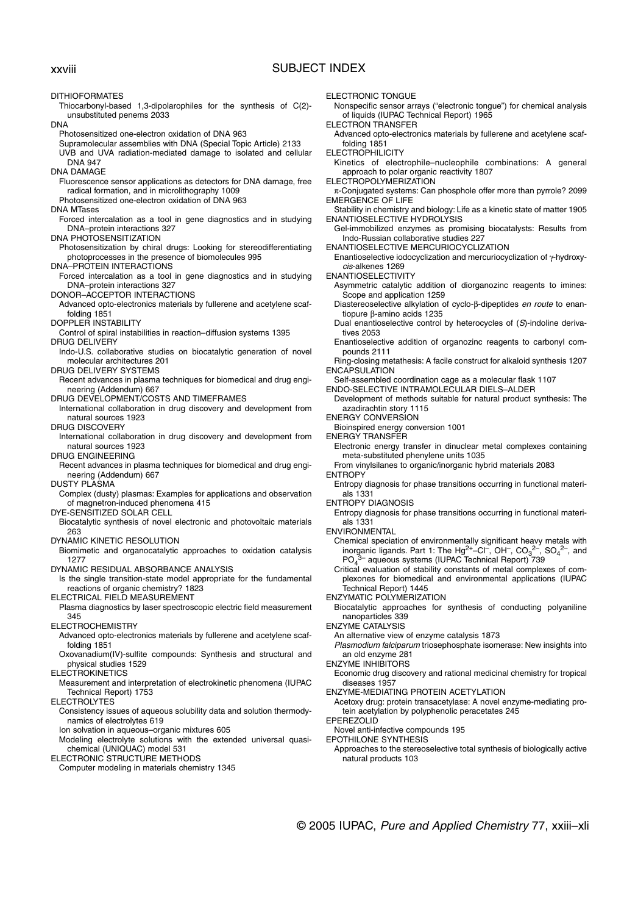DITHIOFORMATES
Thiocarbonyl-based 1,3-dipolarophiles for the synthesis of C(2)-unsubstituted penems 2033

DNA
Photosensitized one-electron oxidation of DNA 963
Supramolecular assemblies with DNA (Special Topic Article) 2133
UVB and UVA radiation-mediated damage to isolated and cellular DNA 947

DNA DAMAGE
Fluorescence sensor applications as detectors for DNA damage, free radical formation, and in microlithography 1009
Photosensitized one-electron oxidation of DNA 963

DNA MTases
Forced intercalation as a tool in gene diagnostics and in studying DNA–protein interactions 327

DNA PHOTOSENSITIZATION
Photosensitization by chiral drugs: Looking for stereodifferentiating photoprocesses in the presence of biomolecules 995

DNA–PROTEIN INTERACTIONS
Forced intercalation as a tool in gene diagnostics and in studying DNA–protein interactions 327

DONOR–ACCEPTOR INTERACTIONS
Advanced opto-electronics materials by fullerene and acetylene scaffolding 1851

DOPPLER INSTABILITY
Control of spiral instabilities in reaction–diffusion systems 1395

DRUG DELIVERY
Indo-U.S. collaborative studies on biocatalytic generation of novel molecular architectures 201

DRUG DELIVERY SYSTEMS
Recent advances in plasma techniques for biomedical and drug engineering (Addendum) 667

DRUG DEVELOPMENT/COSTS AND TIMEFRAMES
International collaboration in drug discovery and development from natural sources 1923

DRUG DISCOVERY
International collaboration in drug discovery and development from natural sources 1923

DRUG ENGINEERING
Recent advances in plasma techniques for biomedical and drug engineering (Addendum) 667

DUSTY PLASMA
Complex (dusty) plasmas: Examples for applications and observation of magnetron-induced phenomena 415

DYE-SENSITIZED SOLAR CELL
Biocatalytic synthesis of novel electronic and photovoltaic materials 263

DYNAMIC KINETIC RESOLUTION
Biomimetic and organocatalytic approaches to oxidation catalysis 1277

DYNAMIC RESIDUAL ABSORBANCE ANALYSIS
Is the single transition-state model appropriate for the fundamental reactions of organic chemistry? 1823

ELECTRICAL FIELD MEASUREMENT
Plasma diagnostics by laser spectroscopic electric field measurement 345

ELECTROCHEMISTRY
Advanced opto-electronics materials by fullerene and acetylene scaffolding 1851
Oxovanadium(IV)-sulfite compounds: Synthesis and structural and physical studies 1529

ELECTROKINETICS
Measurement and interpretation of electrokinetic phenomena (IUPAC Technical Report) 1753

ELECTROLYTES
Consistency issues of aqueous solubility data and solution thermodynamics of electrolytes 619
Ion solvation in aqueous–organic mixtures 605
Modeling electrolyte solutions with the extended universal quasi-chemical (UNIQUAC) model 531

ELECTRONIC STRUCTURE METHODS
Computer modeling in materials chemistry 1345

ELECTRONIC TONGUE
Nonspecific sensor arrays ("electronic tongue") for chemical analysis of liquids (IUPAC Technical Report) 1965

ELECTRON TRANSFER
Advanced opto-electronics materials by fullerene and acetylene scaffolding 1851

ELECTROPHILICITY
Kinetics of electrophile–nucleophile combinations: A general approach to polar organic reactivity 1807

ELECTROPOLYMERIZATION
π-Conjugated systems: Can phosphole offer more than pyrrole? 2099

EMERGENCE OF LIFE
Stability in chemistry and biology: Life as a kinetic state of matter 1905

ENANTIOSELECTIVE HYDROLYSIS
Gel-immobilized enzymes as promising biocatalysts: Results from Indo-Russian collaborative studies 227

ENANTIOSELECTIVE MERCURIOCYCLIZATION
Enantioselective iodocyclization and mercuriocyclization of γ-hydroxy-*cis*-alkenes 1269

ENANTIOSELECTIVITY
Asymmetric catalytic addition of diorganozinc reagents to imines: Scope and application 1259
Diastereoselective alkylation of cyclo-β-dipeptides *en route* to enantiopure β-amino acids 1235
Dual enantioselective control by heterocycles of (*S*)-indoline derivatives 2053
Enantioselective addition of organozinc reagents to carbonyl compounds 2111
Ring-closing metathesis: A facile construct for alkaloid synthesis 1207

ENCAPSULATION
Self-assembled coordination cage as a molecular flask 1107

ENDO-SELECTIVE INTRAMOLECULAR DIELS–ALDER
Development of methods suitable for natural product synthesis: The azadirachtin story 1115

ENERGY CONVERSION
Bioinspired energy conversion 1001

ENERGY TRANSFER
Electronic energy transfer in dinuclear metal complexes containing meta-substituted phenylene units 1035
From vinylsilanes to organic/inorganic hybrid materials 2083

ENTROPY
Entropy diagnosis for phase transitions occurring in functional materials 1331

ENTROPY DIAGNOSIS
Entropy diagnosis for phase transitions occurring in functional materials 1331

ENVIRONMENTAL
Chemical speciation of environmentally significant heavy metals with inorganic ligands. Part 1: The $Hg^{2+}$–$Cl^-$, $OH^-$, $CO_3^{2-}$, $SO_4^{2-}$, and $PO_4^{3-}$ aqueous systems (IUPAC Technical Report) 739
Critical evaluation of stability constants of metal complexes of complexones for biomedical and environmental applications (IUPAC Technical Report) 1445

ENZYMATIC POLYMERIZATION
Biocatalytic approaches for synthesis of conducting polyaniline nanoparticles 339

ENZYME CATALYSIS
An alternative view of enzyme catalysis 1873
*Plasmodium falciparum* triosephosphate isomerase: New insights into an old enzyme 281

ENZYME INHIBITORS
Economic drug discovery and rational medicinal chemistry for tropical diseases 1957

ENZYME-MEDIATING PROTEIN ACETYLATION
Acetoxy drug: protein transacetylase: A novel enzyme-mediating protein acetylation by polyphenolic peracetates 245

EPEREZOLID
Novel anti-infective compounds 195

EPOTHILONE SYNTHESIS
Approaches to the stereoselective total synthesis of biologically active natural products 103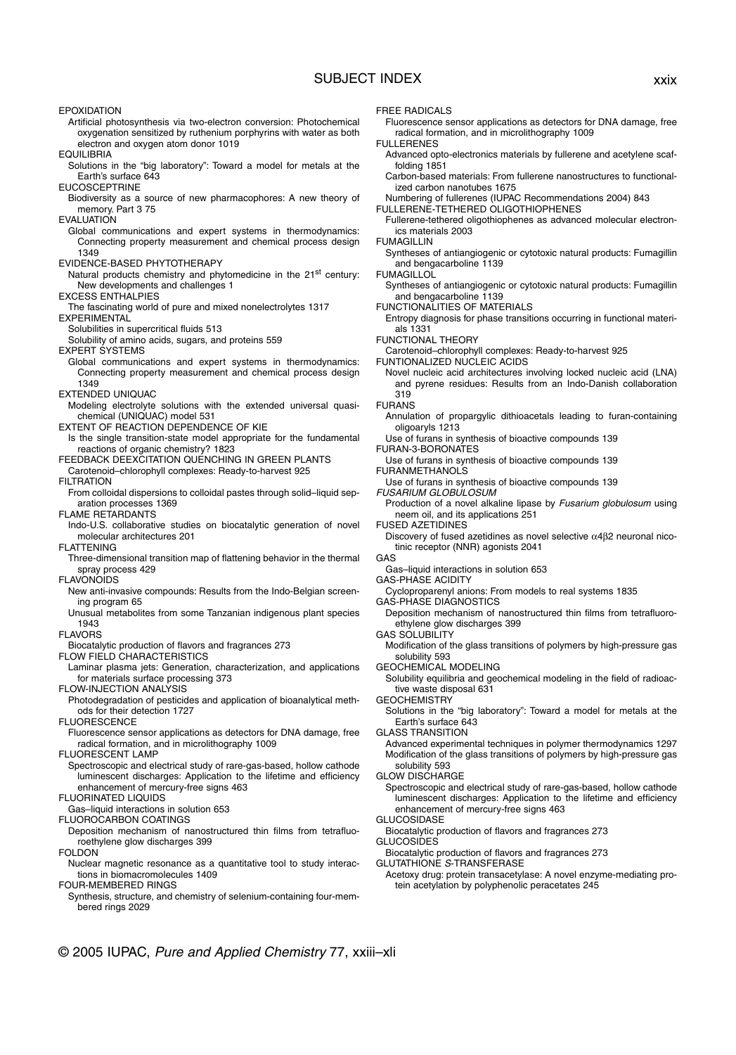EPOXIDATION
  Artificial photosynthesis via two-electron conversion: Photochemical oxygenation sensitized by ruthenium porphyrins with water as both electron and oxygen atom donor 1019
EQUILIBRIA
  Solutions in the "big laboratory": Toward a model for metals at the Earth's surface 643
EUCOSCEPTRINE
  Biodiversity as a source of new pharmacophores: A new theory of memory. Part 3 75
EVALUATION
  Global communications and expert systems in thermodynamics: Connecting property measurement and chemical process design 1349
EVIDENCE-BASED PHYTOTHERAPY
  Natural products chemistry and phytomedicine in the 21st century: New developments and challenges 1
EXCESS ENTHALPIES
  The fascinating world of pure and mixed nonelectrolytes 1317
EXPERIMENTAL
  Solubilities in supercritical fluids 513
  Solubility of amino acids, sugars, and proteins 559
EXPERT SYSTEMS
  Global communications and expert systems in thermodynamics: Connecting property measurement and chemical process design 1349
EXTENDED UNIQUAC
  Modeling electrolyte solutions with the extended universal quasichemical (UNIQUAC) model 531
EXTENT OF REACTION DEPENDENCE OF KIE
  Is the single transition-state model appropriate for the fundamental reactions of organic chemistry? 1823
FEEDBACK DEEXCITATION QUENCHING IN GREEN PLANTS
  Carotenoid–chlorophyll complexes: Ready-to-harvest 925
FILTRATION
  From colloidal dispersions to colloidal pastes through solid–liquid separation processes 1369
FLAME RETARDANTS
  Indo-U.S. collaborative studies on biocatalytic generation of novel molecular architectures 201
FLATTENING
  Three-dimensional transition map of flattening behavior in the thermal spray process 429
FLAVONOIDS
  New anti-invasive compounds: Results from the Indo-Belgian screening program 65
  Unusual metabolites from some Tanzanian indigenous plant species 1943
FLAVORS
  Biocatalytic production of flavors and fragrances 273
FLOW FIELD CHARACTERISTICS
  Laminar plasma jets: Generation, characterization, and applications for materials surface processing 373
FLOW-INJECTION ANALYSIS
  Photodegradation of pesticides and application of bioanalytical methods for their detection 1727
FLUORESCENCE
  Fluorescence sensor applications as detectors for DNA damage, free radical formation, and in microlithography 1009
FLUORESCENT LAMP
  Spectroscopic and electrical study of rare-gas-based, hollow cathode luminescent discharges: Application to the lifetime and efficiency enhancement of mercury-free signs 463
FLUORINATED LIQUIDS
  Gas–liquid interactions in solution 653
FLUOROCARBON COATINGS
  Deposition mechanism of nanostructured thin films from tetrafluoroethylene glow discharges 399
FOLDON
  Nuclear magnetic resonance as a quantitative tool to study interactions in biomacromolecules 1409
FOUR-MEMBERED RINGS
  Synthesis, structure, and chemistry of selenium-containing four-membered rings 2029
FREE RADICALS
  Fluorescence sensor applications as detectors for DNA damage, free radical formation, and in microlithography 1009
FULLERENES
  Advanced opto-electronics materials by fullerene and acetylene scaffolding 1851
  Carbon-based materials: From fullerene nanostructures to functionalized carbon nanotubes 1675
  Numbering of fullerenes (IUPAC Recommendations 2004) 843
FULLERENE-TETHERED OLIGOTHIOPHENES
  Fullerene-tethered oligothiophenes as advanced molecular electronics materials 2003
FUMAGILLIN
  Syntheses of antiangiogenic or cytotoxic natural products: Fumagillin and bengacarboline 1139
FUMAGILLOL
  Syntheses of antiangiogenic or cytotoxic natural products: Fumagillin and bengacarboline 1139
FUNCTIONALITIES OF MATERIALS
  Entropy diagnosis for phase transitions occurring in functional materials 1331
FUNCTIONAL THEORY
  Carotenoid–chlorophyll complexes: Ready-to-harvest 925
FUNTIONALIZED NUCLEIC ACIDS
  Novel nucleic acid architectures involving locked nucleic acid (LNA) and pyrene residues: Results from an Indo-Danish collaboration 319
FURANS
  Annulation of propargylic dithioacetals leading to furan-containing oligoaryls 1213
  Use of furans in synthesis of bioactive compounds 139
FURAN-3-BORONATES
  Use of furans in synthesis of bioactive compounds 139
FURANMETHANOLS
  Use of furans in synthesis of bioactive compounds 139
*FUSARIUM GLOBULOSUM*
  Production of a novel alkaline lipase by *Fusarium globulosum* using neem oil, and its applications 251
FUSED AZETIDINES
  Discovery of fused azetidines as novel selective $\alpha4\beta2$ neuronal nicotinic receptor (NNR) agonists 2041
GAS
  Gas–liquid interactions in solution 653
GAS-PHASE ACIDITY
  Cycloproparenyl anions: From models to real systems 1835
GAS-PHASE DIAGNOSTICS
  Deposition mechanism of nanostructured thin films from tetrafluoroethylene glow discharges 399
GAS SOLUBILITY
  Modification of the glass transitions of polymers by high-pressure gas solubility 593
GEOCHEMICAL MODELING
  Solubility equilibria and geochemical modeling in the field of radioactive waste disposal 631
GEOCHEMISTRY
  Solutions in the "big laboratory": Toward a model for metals at the Earth's surface 643
GLASS TRANSITION
  Advanced experimental techniques in polymer thermodynamics 1297
  Modification of the glass transitions of polymers by high-pressure gas solubility 593
GLOW DISCHARGE
  Spectroscopic and electrical study of rare-gas-based, hollow cathode luminescent discharges: Application to the lifetime and efficiency enhancement of mercury-free signs 463
GLUCOSIDASE
  Biocatalytic production of flavors and fragrances 273
GLUCOSIDES
  Biocatalytic production of flavors and fragrances 273
GLUTATHIONE *S*-TRANSFERASE
  Acetoxy drug: protein transacetylase: A novel enzyme-mediating protein acetylation by polyphenolic peracetates 245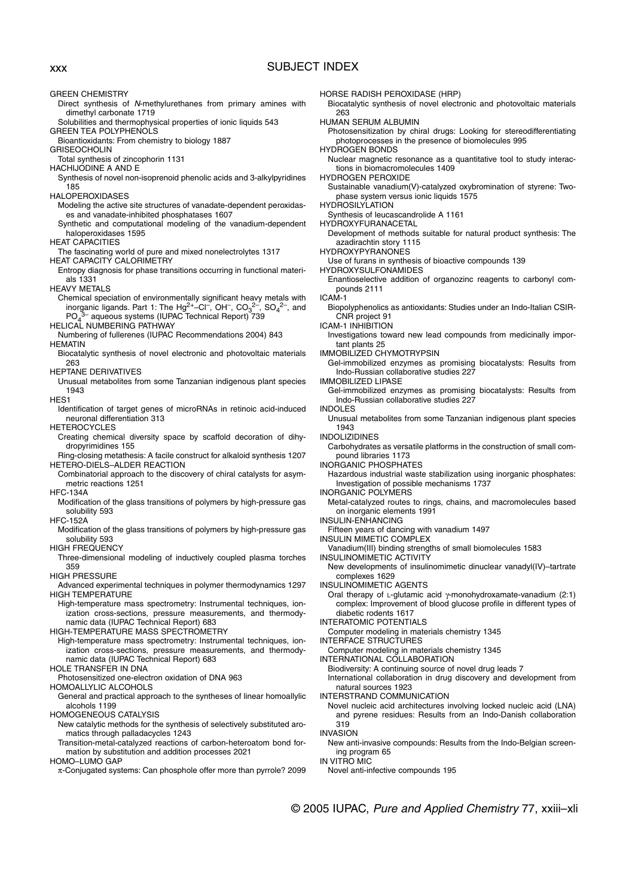## SUBJECT INDEX

GREEN CHEMISTRY
  Direct synthesis of *N*-methylurethanes from primary amines with dimethyl carbonate 1719
  Solubilities and thermophysical properties of ionic liquids 543
GREEN TEA POLYPHENOLS
  Bioantioxidants: From chemistry to biology 1887
GRISEOCHOLIN
  Total synthesis of zincophorin 1131
HACHIJODINE A AND E
  Synthesis of novel non-isoprenoid phenolic acids and 3-alkylpyridines 185
HALOPEROXIDASES
  Modeling the active site structures of vanadate-dependent peroxidases and vanadate-inhibited phosphatases 1607
  Synthetic and computational modeling of the vanadium-dependent haloperoxidases 1595
HEAT CAPACITIES
  The fascinating world of pure and mixed nonelectrolytes 1317
HEAT CAPACITY CALORIMETRY
  Entropy diagnosis for phase transitions occurring in functional materials 1331
HEAVY METALS
  Chemical speciation of environmentally significant heavy metals with inorganic ligands. Part 1: The $Hg^{2+}$–$Cl^-$, $OH^-$, $CO_3^{2-}$, $SO_4^{2-}$, and $PO_4^{3-}$ aqueous systems (IUPAC Technical Report) 739
HELICAL NUMBERING PATHWAY
  Numbering of fullerenes (IUPAC Recommendations 2004) 843
HEMATIN
  Biocatalytic synthesis of novel electronic and photovoltaic materials 263
HEPTANE DERIVATIVES
  Unusual metabolites from some Tanzanian indigenous plant species 1943
HES1
  Identification of target genes of microRNAs in retinoic acid-induced neuronal differentiation 313
HETEROCYCLES
  Creating chemical diversity space by scaffold decoration of dihydropyrimidines 155
  Ring-closing metathesis: A facile construct for alkaloid synthesis 1207
HETERO-DIELS–ALDER REACTION
  Combinatorial approach to the discovery of chiral catalysts for asymmetric reactions 1251
HFC-134A
  Modification of the glass transitions of polymers by high-pressure gas solubility 593
HFC-152A
  Modification of the glass transitions of polymers by high-pressure gas solubility 593
HIGH FREQUENCY
  Three-dimensional modeling of inductively coupled plasma torches 359
HIGH PRESSURE
  Advanced experimental techniques in polymer thermodynamics 1297
HIGH TEMPERATURE
  High-temperature mass spectrometry: Instrumental techniques, ionization cross-sections, pressure measurements, and thermodynamic data (IUPAC Technical Report) 683
HIGH-TEMPERATURE MASS SPECTROMETRY
  High-temperature mass spectrometry: Instrumental techniques, ionization cross-sections, pressure measurements, and thermodynamic data (IUPAC Technical Report) 683
HOLE TRANSFER IN DNA
  Photosensitized one-electron oxidation of DNA 963
HOMOALLYLIC ALCOHOLS
  General and practical approach to the syntheses of linear homoallylic alcohols 1199
HOMOGENEOUS CATALYSIS
  New catalytic methods for the synthesis of selectively substituted aromatics through palladacycles 1243
  Transition-metal-catalyzed reactions of carbon-heteroatom bond formation by substitution and addition processes 2021
HOMO–LUMO GAP
  π-Conjugated systems: Can phosphole offer more than pyrrole? 2099
HORSE RADISH PEROXIDASE (HRP)
  Biocatalytic synthesis of novel electronic and photovoltaic materials 263
HUMAN SERUM ALBUMIN
  Photosensitization by chiral drugs: Looking for stereodifferentiating photoprocesses in the presence of biomolecules 995
HYDROGEN BONDS
  Nuclear magnetic resonance as a quantitative tool to study interactions in biomacromolecules 1409
HYDROGEN PEROXIDE
  Sustainable vanadium(V)-catalyzed oxybromination of styrene: Two-phase system versus ionic liquids 1575
HYDROSILYLATION
  Synthesis of leucascandrolide A 1161
HYDROXYFURANACETAL
  Development of methods suitable for natural product synthesis: The azadirachtin story 1115
HYDROXYPYRANONES
  Use of furans in synthesis of bioactive compounds 139
HYDROXYSULFONAMIDES
  Enantioselective addition of organozinc reagents to carbonyl compounds 2111
ICAM-1
  Biopolyphenolics as antioxidants: Studies under an Indo-Italian CSIR-CNR project 91
ICAM-1 INHIBITION
  Investigations toward new lead compounds from medicinally important plants 25
IMMOBILIZED CHYMOTRYPSIN
  Gel-immobilized enzymes as promising biocatalysts: Results from Indo-Russian collaborative studies 227
IMMOBILIZED LIPASE
  Gel-immobilized enzymes as promising biocatalysts: Results from Indo-Russian collaborative studies 227
INDOLES
  Unusual metabolites from some Tanzanian indigenous plant species 1943
INDOLIZIDINES
  Carbohydrates as versatile platforms in the construction of small compound libraries 1173
INORGANIC PHOSPHATES
  Hazardous industrial waste stabilization using inorganic phosphates: Investigation of possible mechanisms 1737
INORGANIC POLYMERS
  Metal-catalyzed routes to rings, chains, and macromolecules based on inorganic elements 1991
INSULIN-ENHANCING
  Fifteen years of dancing with vanadium 1497
INSULIN MIMETIC COMPLEX
  Vanadium(III) binding strengths of small biomolecules 1583
INSULINOMIMETIC ACTIVITY
  New developments of insulinomimetic dinuclear vanadyl(IV)–tartrate complexes 1629
INSULINOMIMETIC AGENTS
  Oral therapy of L-glutamic acid γ-monohydroxamate-vanadium (2:1) complex: Improvement of blood glucose profile in different types of diabetic rodents 1617
INTERATOMIC POTENTIALS
  Computer modeling in materials chemistry 1345
INTERFACE STRUCTURES
  Computer modeling in materials chemistry 1345
INTERNATIONAL COLLABORATION
  Biodiversity: A continuing source of novel drug leads 7
  International collaboration in drug discovery and development from natural sources 1923
INTERSTRAND COMMUNICATION
  Novel nucleic acid architectures involving locked nucleic acid (LNA) and pyrene residues: Results from an Indo-Danish collaboration 319
INVASION
  New anti-invasive compounds: Results from the Indo-Belgian screening program 65
IN VITRO MIC
  Novel anti-infective compounds 195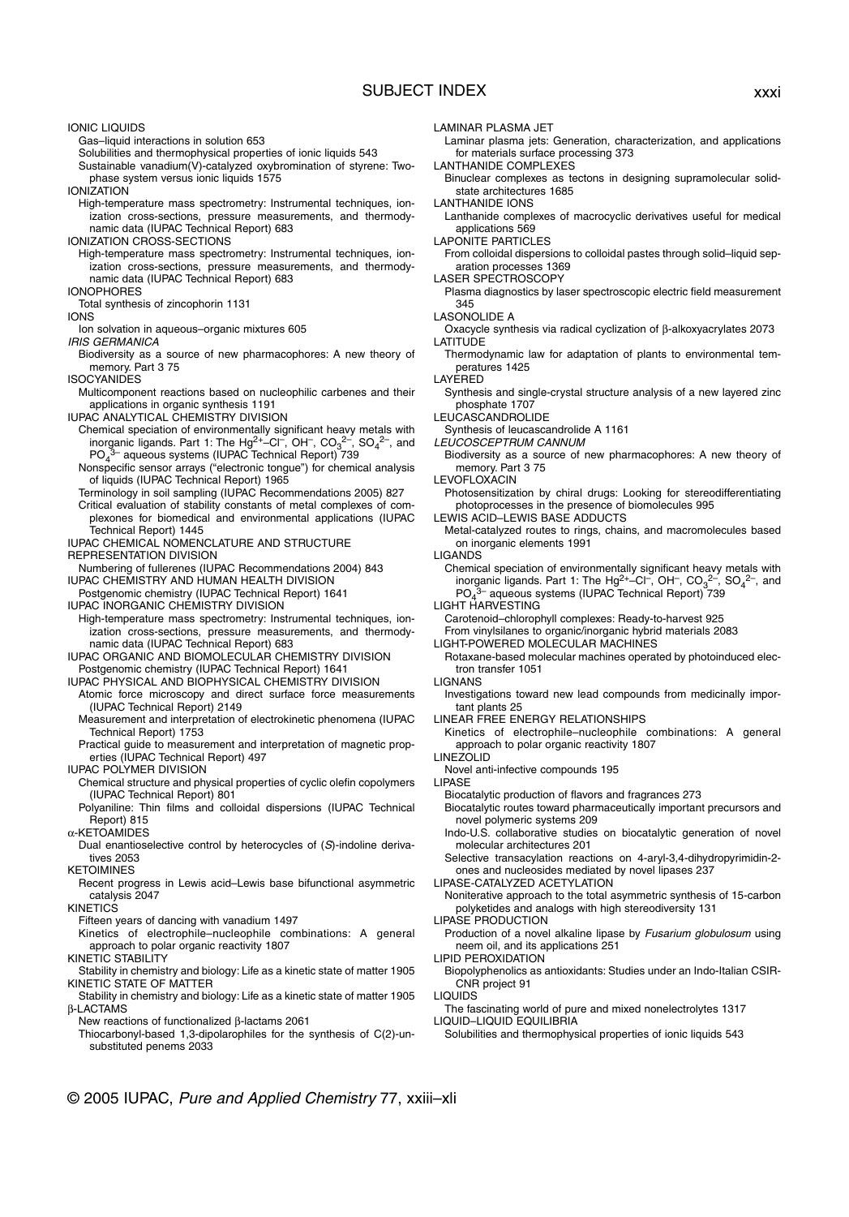IONIC LIQUIDS
Gas–liquid interactions in solution 653
Solubilities and thermophysical properties of ionic liquids 543
Sustainable vanadium(V)-catalyzed oxybromination of styrene: Two-phase system versus ionic liquids 1575

IONIZATION
High-temperature mass spectrometry: Instrumental techniques, ionization cross-sections, pressure measurements, and thermodynamic data (IUPAC Technical Report) 683

IONIZATION CROSS-SECTIONS
High-temperature mass spectrometry: Instrumental techniques, ionization cross-sections, pressure measurements, and thermodynamic data (IUPAC Technical Report) 683

IONOPHORES
Total synthesis of zincophorin 1131

IONS
Ion solvation in aqueous–organic mixtures 605

*IRIS GERMANICA*
Biodiversity as a source of new pharmacophores: A new theory of memory. Part 3 75

ISOCYANIDES
Multicomponent reactions based on nucleophilic carbenes and their applications in organic synthesis 1191

IUPAC ANALYTICAL CHEMISTRY DIVISION
Chemical speciation of environmentally significant heavy metals with inorganic ligands. Part 1: The $Hg^{2+}$–$Cl^{-}$, $OH^{-}$, $CO_3^{2-}$, $SO_4^{2-}$, and $PO_4^{3-}$ aqueous systems (IUPAC Technical Report) 739
Nonspecific sensor arrays ("electronic tongue") for chemical analysis of liquids (IUPAC Technical Report) 1965
Terminology in soil sampling (IUPAC Recommendations 2005) 827
Critical evaluation of stability constants of metal complexes of complexones for biomedical and environmental applications (IUPAC Technical Report) 1445

IUPAC CHEMICAL NOMENCLATURE AND STRUCTURE REPRESENTATION DIVISION
Numbering of fullerenes (IUPAC Recommendations 2004) 843

IUPAC CHEMISTRY AND HUMAN HEALTH DIVISION
Postgenomic chemistry (IUPAC Technical Report) 1641

IUPAC INORGANIC CHEMISTRY DIVISION
High-temperature mass spectrometry: Instrumental techniques, ionization cross-sections, pressure measurements, and thermodynamic data (IUPAC Technical Report) 683

IUPAC ORGANIC AND BIOMOLECULAR CHEMISTRY DIVISION
Postgenomic chemistry (IUPAC Technical Report) 1641

IUPAC PHYSICAL AND BIOPHYSICAL CHEMISTRY DIVISION
Atomic force microscopy and direct surface force measurements (IUPAC Technical Report) 2149
Measurement and interpretation of electrokinetic phenomena (IUPAC Technical Report) 1753
Practical guide to measurement and interpretation of magnetic properties (IUPAC Technical Report) 497

IUPAC POLYMER DIVISION
Chemical structure and physical properties of cyclic olefin copolymers (IUPAC Technical Report) 801
Polyaniline: Thin films and colloidal dispersions (IUPAC Technical Report) 815

α-KETOAMIDES
Dual enantioselective control by heterocycles of (*S*)-indoline derivatives 2053

KETOIMINES
Recent progress in Lewis acid–Lewis base bifunctional asymmetric catalysis 2047

KINETICS
Fifteen years of dancing with vanadium 1497
Kinetics of electrophile–nucleophile combinations: A general approach to polar organic reactivity 1807

KINETIC STABILITY
Stability in chemistry and biology: Life as a kinetic state of matter 1905

KINETIC STATE OF MATTER
Stability in chemistry and biology: Life as a kinetic state of matter 1905

β-LACTAMS
New reactions of functionalized β-lactams 2061
Thiocarbonyl-based 1,3-dipolarophiles for the synthesis of C(2)-unsubstituted penems 2033

LAMINAR PLASMA JET
Laminar plasma jets: Generation, characterization, and applications for materials surface processing 373

LANTHANIDE COMPLEXES
Binuclear complexes as tectons in designing supramolecular solid-state architectures 1685

LANTHANIDE IONS
Lanthanide complexes of macrocyclic derivatives useful for medical applications 569

LAPONITE PARTICLES
From colloidal dispersions to colloidal pastes through solid–liquid separation processes 1369

LASER SPECTROSCOPY
Plasma diagnostics by laser spectroscopic electric field measurement 345

LASONOLIDE A
Oxacycle synthesis via radical cyclization of β-alkoxyacrylates 2073

LATITUDE
Thermodynamic law for adaptation of plants to environmental temperatures 1425

LAYERED
Synthesis and single-crystal structure analysis of a new layered zinc phosphate 1707

LEUCASCANDROLIDE
Synthesis of leucascandrolide A 1161

*LEUCOSCEPTRUM CANNUM*
Biodiversity as a source of new pharmacophores: A new theory of memory. Part 3 75

LEVOFLOXACIN
Photosensitization by chiral drugs: Looking for stereodifferentiating photoprocesses in the presence of biomolecules 995

LEWIS ACID–LEWIS BASE ADDUCTS
Metal-catalyzed routes to rings, chains, and macromolecules based on inorganic elements 1991

LIGANDS
Chemical speciation of environmentally significant heavy metals with inorganic ligands. Part 1: The $Hg^{2+}$–$Cl^{-}$, $OH^{-}$, $CO_3^{2-}$, $SO_4^{2-}$, and $PO_4^{3-}$ aqueous systems (IUPAC Technical Report) 739

LIGHT HARVESTING
Carotenoid–chlorophyll complexes: Ready-to-harvest 925
From vinylsilanes to organic/inorganic hybrid materials 2083

LIGHT-POWERED MOLECULAR MACHINES
Rotaxane-based molecular machines operated by photoinduced electron transfer 1051

LIGNANS
Investigations toward new lead compounds from medicinally important plants 25

LINEAR FREE ENERGY RELATIONSHIPS
Kinetics of electrophile–nucleophile combinations: A general approach to polar organic reactivity 1807

LINEZOLID
Novel anti-infective compounds 195

LIPASE
Biocatalytic production of flavors and fragrances 273
Biocatalytic routes toward pharmaceutically important precursors and novel polymeric systems 209
Indo-U.S. collaborative studies on biocatalytic generation of novel molecular architectures 201
Selective transacylation reactions on 4-aryl-3,4-dihydropyrimidin-2-ones and nucleosides mediated by novel lipases 237

LIPASE-CATALYZED ACETYLATION
Noniterative approach to the total asymmetric synthesis of 15-carbon polyketides and analogs with high stereodiversity 131

LIPASE PRODUCTION
Production of a novel alkaline lipase by *Fusarium globulosum* using neem oil, and its applications 251

LIPID PEROXIDATION
Biopolyphenolics as antioxidants: Studies under an Indo-Italian CSIR-CNR project 91

LIQUIDS
The fascinating world of pure and mixed nonelectrolytes 1317

LIQUID–LIQUID EQUILIBRIA
Solubilities and thermophysical properties of ionic liquids 543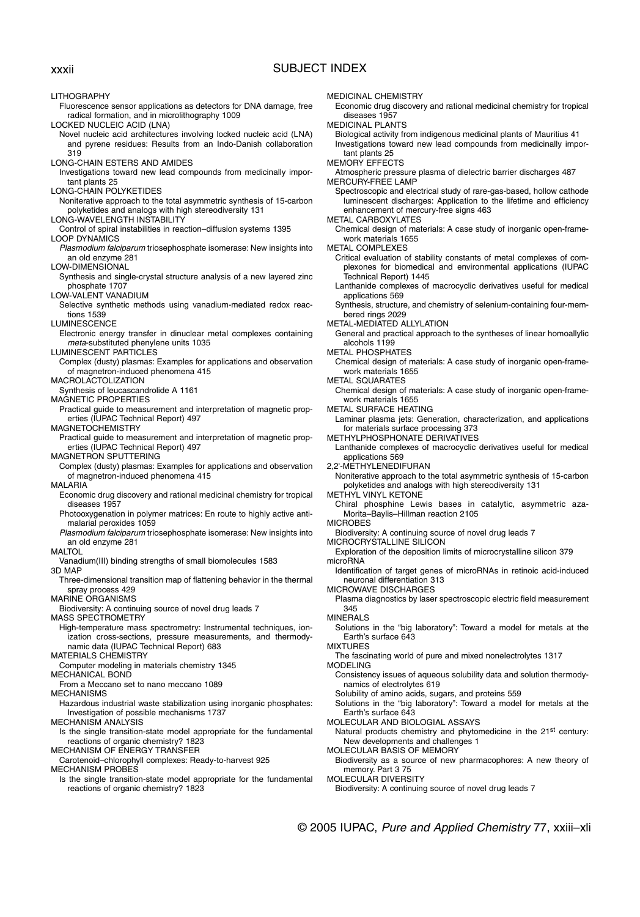## SUBJECT INDEX

LITHOGRAPHY
- Fluorescence sensor applications as detectors for DNA damage, free radical formation, and in microlithography 1009

LOCKED NUCLEIC ACID (LNA)
- Novel nucleic acid architectures involving locked nucleic acid (LNA) and pyrene residues: Results from an Indo-Danish collaboration 319

LONG-CHAIN ESTERS AND AMIDES
- Investigations toward new lead compounds from medicinally important plants 25

LONG-CHAIN POLYKETIDES
- Noniterative approach to the total asymmetric synthesis of 15-carbon polyketides and analogs with high stereodiversity 131

LONG-WAVELENGTH INSTABILITY
- Control of spiral instabilities in reaction–diffusion systems 1395

LOOP DYNAMICS
- *Plasmodium falciparum* triosephosphate isomerase: New insights into an old enzyme 281

LOW-DIMENSIONAL
- Synthesis and single-crystal structure analysis of a new layered zinc phosphate 1707

LOW-VALENT VANADIUM
- Selective synthetic methods using vanadium-mediated redox reactions 1539

LUMINESCENCE
- Electronic energy transfer in dinuclear metal complexes containing *meta*-substituted phenylene units 1035

LUMINESCENT PARTICLES
- Complex (dusty) plasmas: Examples for applications and observation of magnetron-induced phenomena 415

MACROLACTOLIZATION
- Synthesis of leucascandrolide A 1161

MAGNETIC PROPERTIES
- Practical guide to measurement and interpretation of magnetic properties (IUPAC Technical Report) 497

MAGNETOCHEMISTRY
- Practical guide to measurement and interpretation of magnetic properties (IUPAC Technical Report) 497

MAGNETRON SPUTTERING
- Complex (dusty) plasmas: Examples for applications and observation of magnetron-induced phenomena 415

MALARIA
- Economic drug discovery and rational medicinal chemistry for tropical diseases 1957
- Photooxygenation in polymer matrices: En route to highly active antimalarial peroxides 1059
- *Plasmodium falciparum* triosephosphate isomerase: New insights into an old enzyme 281

MALTOL
- Vanadium(III) binding strengths of small biomolecules 1583

3D MAP
- Three-dimensional transition map of flattening behavior in the thermal spray process 429

MARINE ORGANISMS
- Biodiversity: A continuing source of novel drug leads 7

MASS SPECTROMETRY
- High-temperature mass spectrometry: Instrumental techniques, ionization cross-sections, pressure measurements, and thermodynamic data (IUPAC Technical Report) 683

MATERIALS CHEMISTRY
- Computer modeling in materials chemistry 1345

MECHANICAL BOND
- From a Meccano set to nano meccano 1089

MECHANISMS
- Hazardous industrial waste stabilization using inorganic phosphates: Investigation of possible mechanisms 1737

MECHANISM ANALYSIS
- Is the single transition-state model appropriate for the fundamental reactions of organic chemistry? 1823

MECHANISM OF ENERGY TRANSFER
- Carotenoid–chlorophyll complexes: Ready-to-harvest 925

MECHANISM PROBES
- Is the single transition-state model appropriate for the fundamental reactions of organic chemistry? 1823

MEDICINAL CHEMISTRY
- Economic drug discovery and rational medicinal chemistry for tropical diseases 1957

MEDICINAL PLANTS
- Biological activity from indigenous medicinal plants of Mauritius 41
- Investigations toward new lead compounds from medicinally important plants 25

MEMORY EFFECTS
- Atmospheric pressure plasma of dielectric barrier discharges 487

MERCURY-FREE LAMP
- Spectroscopic and electrical study of rare-gas-based, hollow cathode luminescent discharges: Application to the lifetime and efficiency enhancement of mercury-free signs 463

METAL CARBOXYLATES
- Chemical design of materials: A case study of inorganic open-framework materials 1655

METAL COMPLEXES
- Critical evaluation of stability constants of metal complexes of complexones for biomedical and environmental applications (IUPAC Technical Report) 1445
- Lanthanide complexes of macrocyclic derivatives useful for medical applications 569
- Synthesis, structure, and chemistry of selenium-containing four-membered rings 2029

METAL-MEDIATED ALLYLATION
- General and practical approach to the syntheses of linear homoallylic alcohols 1199

METAL PHOSPHATES
- Chemical design of materials: A case study of inorganic open-framework materials 1655

METAL SQUARATES
- Chemical design of materials: A case study of inorganic open-framework materials 1655

METAL SURFACE HEATING
- Laminar plasma jets: Generation, characterization, and applications for materials surface processing 373

METHYLPHOSPHONATE DERIVATIVES
- Lanthanide complexes of macrocyclic derivatives useful for medical applications 569

2,2′-METHYLENEDIFURAN
- Noniterative approach to the total asymmetric synthesis of 15-carbon polyketides and analogs with high stereodiversity 131

METHYL VINYL KETONE
- Chiral phosphine Lewis bases in catalytic, asymmetric aza-Morita–Baylis–Hillman reaction 2105

MICROBES
- Biodiversity: A continuing source of novel drug leads 7

MICROCRYSTALLINE SILICON
- Exploration of the deposition limits of microcrystalline silicon 379

microRNA
- Identification of target genes of microRNAs in retinoic acid-induced neuronal differentiation 313

MICROWAVE DISCHARGES
- Plasma diagnostics by laser spectroscopic electric field measurement 345

MINERALS
- Solutions in the “big laboratory”: Toward a model for metals at the Earth’s surface 643

MIXTURES
- The fascinating world of pure and mixed nonelectrolytes 1317

MODELING
- Consistency issues of aqueous solubility data and solution thermodynamics of electrolytes 619
- Solubility of amino acids, sugars, and proteins 559
- Solutions in the “big laboratory”: Toward a model for metals at the Earth’s surface 643

MOLECULAR AND BIOLOGIAL ASSAYS
- Natural products chemistry and phytomedicine in the 21st century: New developments and challenges 1

MOLECULAR BASIS OF MEMORY
- Biodiversity as a source of new pharmacophores: A new theory of memory. Part 3 75

MOLECULAR DIVERSITY
- Biodiversity: A continuing source of novel drug leads 7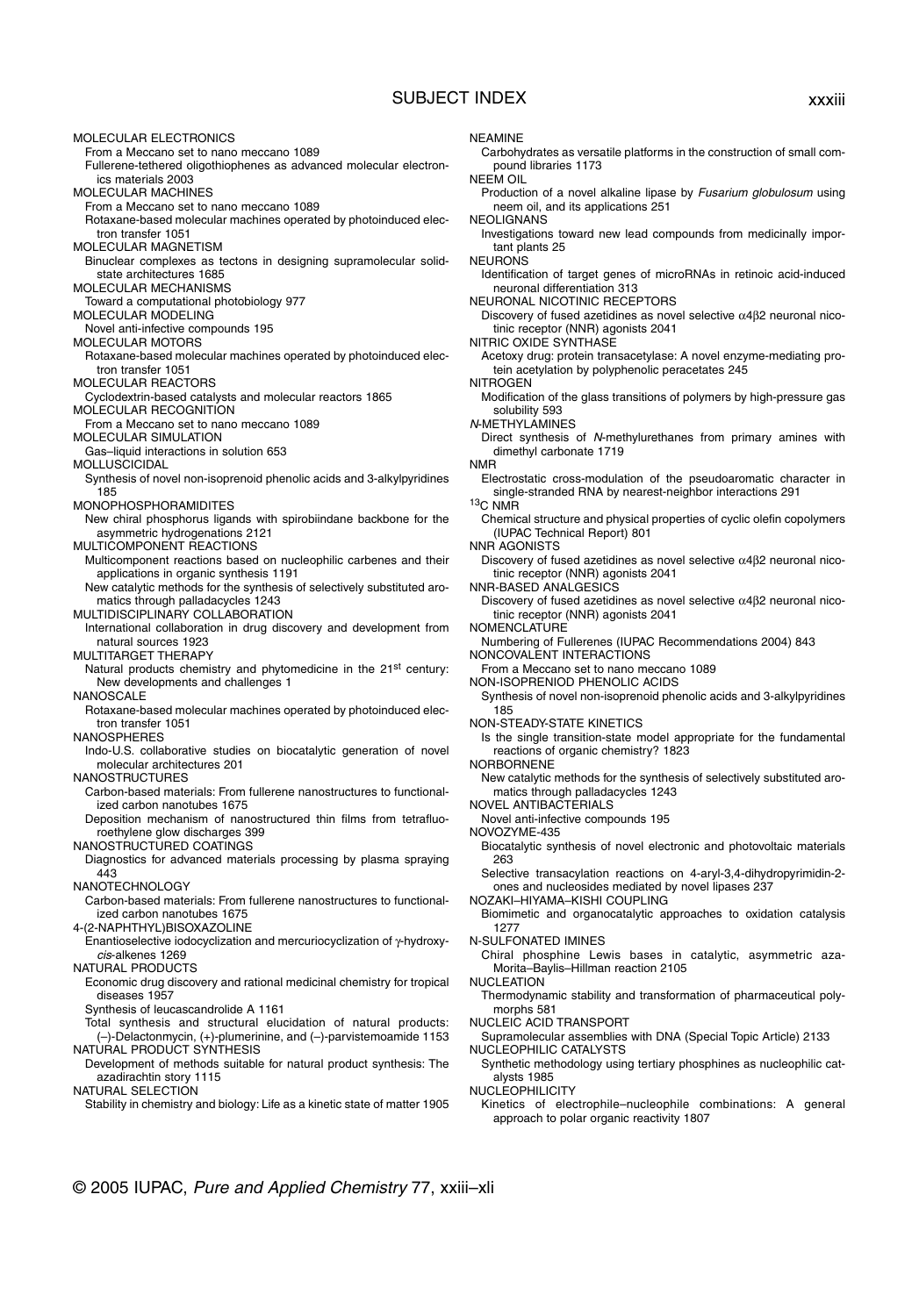# SUBJECT INDEX

MOLECULAR ELECTRONICS
From a Meccano set to nano meccano 1089
Fullerene-tethered oligothiophenes as advanced molecular electronics materials 2003

MOLECULAR MACHINES
From a Meccano set to nano meccano 1089
Rotaxane-based molecular machines operated by photoinduced electron transfer 1051

MOLECULAR MAGNETISM
Binuclear complexes as tectons in designing supramolecular solid-state architectures 1685

MOLECULAR MECHANISMS
Toward a computational photobiology 977

MOLECULAR MODELING
Novel anti-infective compounds 195

MOLECULAR MOTORS
Rotaxane-based molecular machines operated by photoinduced electron transfer 1051

MOLECULAR REACTORS
Cyclodextrin-based catalysts and molecular reactors 1865

MOLECULAR RECOGNITION
From a Meccano set to nano meccano 1089

MOLECULAR SIMULATION
Gas–liquid interactions in solution 653

MOLLUSCICIDAL
Synthesis of novel non-isoprenoid phenolic acids and 3-alkylpyridines 185

MONOPHOSPHORAMIDITES
New chiral phosphorus ligands with spirobiindane backbone for the asymmetric hydrogenations 2121

MULTICOMPONENT REACTIONS
Multicomponent reactions based on nucleophilic carbenes and their applications in organic synthesis 1191
New catalytic methods for the synthesis of selectively substituted aromatics through palladacycles 1243

MULTIDISCIPLINARY COLLABORATION
International collaboration in drug discovery and development from natural sources 1923

MULTITARGET THERAPY
Natural products chemistry and phytomedicine in the 21st century: New developments and challenges 1

NANOSCALE
Rotaxane-based molecular machines operated by photoinduced electron transfer 1051

NANOSPHERES
Indo-U.S. collaborative studies on biocatalytic generation of novel molecular architectures 201

NANOSTRUCTURES
Carbon-based materials: From fullerene nanostructures to functionalized carbon nanotubes 1675
Deposition mechanism of nanostructured thin films from tetrafluoroethylene glow discharges 399

NANOSTRUCTURED COATINGS
Diagnostics for advanced materials processing by plasma spraying 443

NANOTECHNOLOGY
Carbon-based materials: From fullerene nanostructures to functionalized carbon nanotubes 1675

4-(2-NAPHTHYL)BISOXAZOLINE
Enantioselective iodocyclization and mercuriocyclization of γ-hydroxy-*cis*-alkenes 1269

NATURAL PRODUCTS
Economic drug discovery and rational medicinal chemistry for tropical diseases 1957
Synthesis of leucascandrolide A 1161
Total synthesis and structural elucidation of natural products: (–)-Delactonmycin, (+)-plumerinine, and (–)-parvistemoamide 1153

NATURAL PRODUCT SYNTHESIS
Development of methods suitable for natural product synthesis: The azadirachtin story 1115

NATURAL SELECTION
Stability in chemistry and biology: Life as a kinetic state of matter 1905

NEAMINE
Carbohydrates as versatile platforms in the construction of small compound libraries 1173

NEEM OIL
Production of a novel alkaline lipase by *Fusarium globulosum* using neem oil, and its applications 251

NEOLIGNANS
Investigations toward new lead compounds from medicinally important plants 25

NEURONS
Identification of target genes of microRNAs in retinoic acid-induced neuronal differentiation 313

NEURONAL NICOTINIC RECEPTORS
Discovery of fused azetidines as novel selective α4β2 neuronal nicotinic receptor (NNR) agonists 2041

NITRIC OXIDE SYNTHASE
Acetoxy drug: protein transacetylase: A novel enzyme-mediating protein acetylation by polyphenolic peracetates 245

NITROGEN
Modification of the glass transitions of polymers by high-pressure gas solubility 593

*N*-METHYLAMINES
Direct synthesis of *N*-methylurethanes from primary amines with dimethyl carbonate 1719

NMR
Electrostatic cross-modulation of the pseudoaromatic character in single-stranded RNA by nearest-neighbor interactions 291

$^{13}$C NMR
Chemical structure and physical properties of cyclic olefin copolymers (IUPAC Technical Report) 801

NNR AGONISTS
Discovery of fused azetidines as novel selective α4β2 neuronal nicotinic receptor (NNR) agonists 2041

NNR-BASED ANALGESICS
Discovery of fused azetidines as novel selective α4β2 neuronal nicotinic receptor (NNR) agonists 2041

NOMENCLATURE
Numbering of Fullerenes (IUPAC Recommendations 2004) 843

NONCOVALENT INTERACTIONS
From a Meccano set to nano meccano 1089

NON-ISOPRENIOD PHENOLIC ACIDS
Synthesis of novel non-isoprenoid phenolic acids and 3-alkylpyridines 185

NON-STEADY-STATE KINETICS
Is the single transition-state model appropriate for the fundamental reactions of organic chemistry? 1823

NORBORNENE
New catalytic methods for the synthesis of selectively substituted aromatics through palladacycles 1243

NOVEL ANTIBACTERIALS
Novel anti-infective compounds 195

NOVOZYME-435
Biocatalytic synthesis of novel electronic and photovoltaic materials 263
Selective transacylation reactions on 4-aryl-3,4-dihydropyrimidin-2-ones and nucleosides mediated by novel lipases 237

NOZAKI–HIYAMA–KISHI COUPLING
Biomimetic and organocatalytic approaches to oxidation catalysis 1277

N-SULFONATED IMINES
Chiral phosphine Lewis bases in catalytic, asymmetric aza-Morita–Baylis–Hillman reaction 2105

NUCLEATION
Thermodynamic stability and transformation of pharmaceutical polymorphs 581

NUCLEIC ACID TRANSPORT
Supramolecular assemblies with DNA (Special Topic Article) 2133

NUCLEOPHILIC CATALYSTS
Synthetic methodology using tertiary phosphines as nucleophilic catalysts 1985

NUCLEOPHILICITY
Kinetics of electrophile–nucleophile combinations: A general approach to polar organic reactivity 1807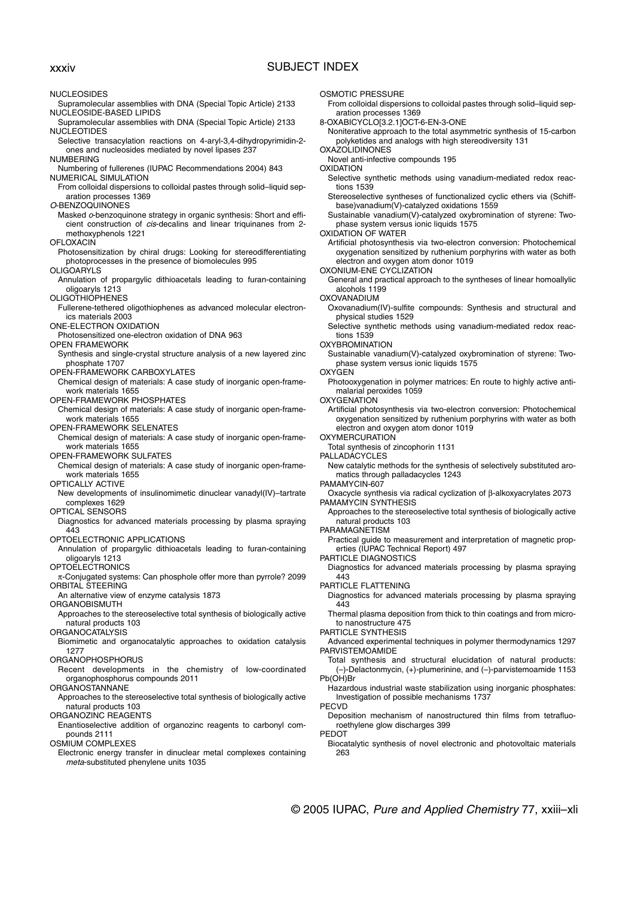NUCLEOSIDES
Supramolecular assemblies with DNA (Special Topic Article) 2133

NUCLEOSIDE-BASED LIPIDS
Supramolecular assemblies with DNA (Special Topic Article) 2133

NUCLEOTIDES
Selective transacylation reactions on 4-aryl-3,4-dihydropyrimidin-2-ones and nucleosides mediated by novel lipases 237

NUMBERING
Numbering of fullerenes (IUPAC Recommendations 2004) 843

NUMERICAL SIMULATION
From colloidal dispersions to colloidal pastes through solid–liquid separation processes 1369

*O*-BENZOQUINONES
Masked *o*-benzoquinone strategy in organic synthesis: Short and efficient construction of *cis*-decalins and linear triquinanes from 2-methoxyphenols 1221

OFLOXACIN
Photosensitization by chiral drugs: Looking for stereodifferentiating photoprocesses in the presence of biomolecules 995

OLIGOARYLS
Annulation of propargylic dithioacetals leading to furan-containing oligoaryls 1213

OLIGOTHIOPHENES
Fullerene-tethered oligothiophenes as advanced molecular electronics materials 2003

ONE-ELECTRON OXIDATION
Photosensitized one-electron oxidation of DNA 963

OPEN FRAMEWORK
Synthesis and single-crystal structure analysis of a new layered zinc phosphate 1707

OPEN-FRAMEWORK CARBOXYLATES
Chemical design of materials: A case study of inorganic open-framework materials 1655

OPEN-FRAMEWORK PHOSPHATES
Chemical design of materials: A case study of inorganic open-framework materials 1655

OPEN-FRAMEWORK SELENATES
Chemical design of materials: A case study of inorganic open-framework materials 1655

OPEN-FRAMEWORK SULFATES
Chemical design of materials: A case study of inorganic open-framework materials 1655

OPTICALLY ACTIVE
New developments of insulinomimetic dinuclear vanadyl(IV)–tartrate complexes 1629

OPTICAL SENSORS
Diagnostics for advanced materials processing by plasma spraying 443

OPTOELECTRONIC APPLICATIONS
Annulation of propargylic dithioacetals leading to furan-containing oligoaryls 1213

OPTOELECTRONICS
π-Conjugated systems: Can phosphole offer more than pyrrole? 2099

ORBITAL STEERING
An alternative view of enzyme catalysis 1873

ORGANOBISMUTH
Approaches to the stereoselective total synthesis of biologically active natural products 103

ORGANOCATALYSIS
Biomimetic and organocatalytic approaches to oxidation catalysis 1277

ORGANOPHOSPHORUS
Recent developments in the chemistry of low-coordinated organophosphorus compounds 2011

ORGANOSTANNANE
Approaches to the stereoselective total synthesis of biologically active natural products 103

ORGANOZINC REAGENTS
Enantioselective addition of organozinc reagents to carbonyl compounds 2111

OSMIUM COMPLEXES
Electronic energy transfer in dinuclear metal complexes containing *meta*-substituted phenylene units 1035

OSMOTIC PRESSURE
From colloidal dispersions to colloidal pastes through solid–liquid separation processes 1369

8-OXABICYCLO[3.2.1]OCT-6-EN-3-ONE
Noniterative approach to the total asymmetric synthesis of 15-carbon polyketides and analogs with high stereodiversity 131

OXAZOLIDINONES
Novel anti-infective compounds 195

OXIDATION
Selective synthetic methods using vanadium-mediated redox reactions 1539
Stereoselective syntheses of functionalized cyclic ethers via (Schiff-base)vanadium(V)-catalyzed oxidations 1559
Sustainable vanadium(V)-catalyzed oxybromination of styrene: Two-phase system versus ionic liquids 1575

OXIDATION OF WATER
Artificial photosynthesis via two-electron conversion: Photochemical oxygenation sensitized by ruthenium porphyrins with water as both electron and oxygen atom donor 1019

OXONIUM-ENE CYCLIZATION
General and practical approach to the syntheses of linear homoallylic alcohols 1199

OXOVANADIUM
Oxovanadium(IV)-sulfite compounds: Synthesis and structural and physical studies 1529
Selective synthetic methods using vanadium-mediated redox reactions 1539

OXYBROMINATION
Sustainable vanadium(V)-catalyzed oxybromination of styrene: Two-phase system versus ionic liquids 1575

OXYGEN
Photooxygenation in polymer matrices: En route to highly active antimalarial peroxides 1059

OXYGENATION
Artificial photosynthesis via two-electron conversion: Photochemical oxygenation sensitized by ruthenium porphyrins with water as both electron and oxygen atom donor 1019

OXYMERCURATION
Total synthesis of zincophorin 1131

PALLADACYCLES
New catalytic methods for the synthesis of selectively substituted aromatics through palladacycles 1243

PAMAMYCIN-607
Oxacycle synthesis via radical cyclization of β-alkoxyacrylates 2073

PAMAMYCIN SYNTHESIS
Approaches to the stereoselective total synthesis of biologically active natural products 103

PARAMAGNETISM
Practical guide to measurement and interpretation of magnetic properties (IUPAC Technical Report) 497

PARTICLE DIAGNOSTICS
Diagnostics for advanced materials processing by plasma spraying 443

PARTICLE FLATTENING
Diagnostics for advanced materials processing by plasma spraying 443
Thermal plasma deposition from thick to thin coatings and from micro- to nanostructure 475

PARTICLE SYNTHESIS
Advanced experimental techniques in polymer thermodynamics 1297

PARVISTEMOAMIDE
Total synthesis and structural elucidation of natural products: (–)-Delactonmycin, (+)-plumerinine, and (–)-parvistemoamide 1153

Pb(OH)Br
Hazardous industrial waste stabilization using inorganic phosphates: Investigation of possible mechanisms 1737

PECVD
Deposition mechanism of nanostructured thin films from tetrafluoroethylene glow discharges 399

PEDOT
Biocatalytic synthesis of novel electronic and photovoltaic materials 263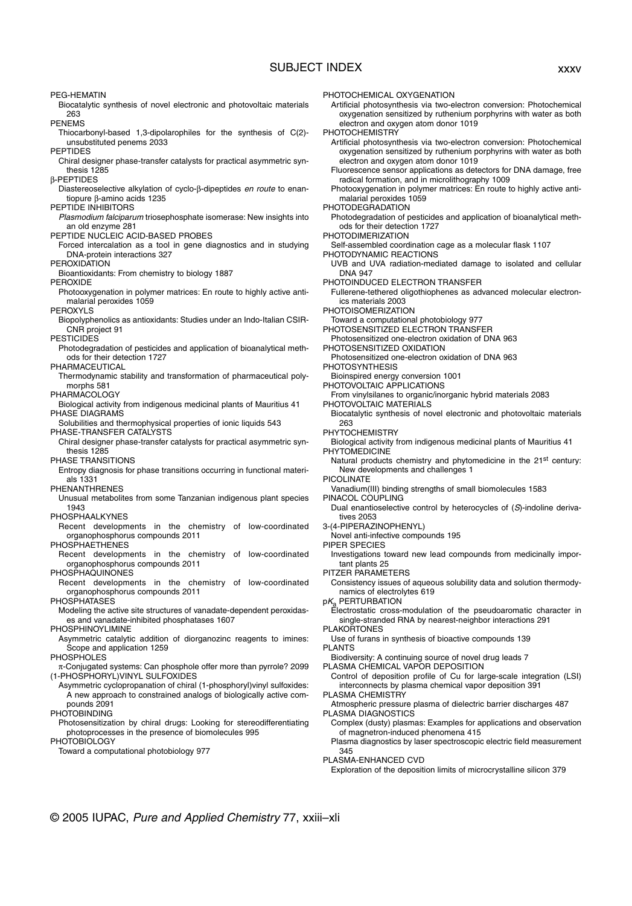## SUBJECT INDEX

PEG-HEMATIN
  Biocatalytic synthesis of novel electronic and photovoltaic materials 263
PENEMS
  Thiocarbonyl-based 1,3-dipolarophiles for the synthesis of C(2)-unsubstituted penems 2033
PEPTIDES
  Chiral designer phase-transfer catalysts for practical asymmetric synthesis 1285
β-PEPTIDES
  Diastereoselective alkylation of cyclo-β-dipeptides *en route* to enantiopure β-amino acids 1235
PEPTIDE INHIBITORS
  *Plasmodium falciparum* triosephosphate isomerase: New insights into an old enzyme 281
PEPTIDE NUCLEIC ACID-BASED PROBES
  Forced intercalation as a tool in gene diagnostics and in studying DNA-protein interactions 327
PEROXIDATION
  Bioantioxidants: From chemistry to biology 1887
PEROXIDE
  Photooxygenation in polymer matrices: En route to highly active antimalarial peroxides 1059
PEROXYLS
  Biopolyphenolics as antioxidants: Studies under an Indo-Italian CSIR-CNR project 91
PESTICIDES
  Photodegradation of pesticides and application of bioanalytical methods for their detection 1727
PHARMACEUTICAL
  Thermodynamic stability and transformation of pharmaceutical polymorphs 581
PHARMACOLOGY
  Biological activity from indigenous medicinal plants of Mauritius 41
PHASE DIAGRAMS
  Solubilities and thermophysical properties of ionic liquids 543
PHASE-TRANSFER CATALYSTS
  Chiral designer phase-transfer catalysts for practical asymmetric synthesis 1285
PHASE TRANSITIONS
  Entropy diagnosis for phase transitions occurring in functional materials 1331
PHENANTHRENES
  Unusual metabolites from some Tanzanian indigenous plant species 1943
PHOSPHAALKYNES
  Recent developments in the chemistry of low-coordinated organophosphorus compounds 2011
PHOSPHAETHENES
  Recent developments in the chemistry of low-coordinated organophosphorus compounds 2011
PHOSPHAQUINONES
  Recent developments in the chemistry of low-coordinated organophosphorus compounds 2011
PHOSPHATASES
  Modeling the active site structures of vanadate-dependent peroxidases and vanadate-inhibited phosphatases 1607
PHOSPHINOYLIMINE
  Asymmetric catalytic addition of diorganozinc reagents to imines: Scope and application 1259
PHOSPHOLES
  π-Conjugated systems: Can phosphole offer more than pyrrole? 2099
(1-PHOSPHORYL)VINYL SULFOXIDES
  Asymmetric cyclopropanation of chiral (1-phosphoryl)vinyl sulfoxides: A new approach to constrained analogs of biologically active compounds 2091
PHOTOBINDING
  Photosensitization by chiral drugs: Looking for stereodifferentiating photoprocesses in the presence of biomolecules 995
PHOTOBIOLOGY
  Toward a computational photobiology 977
PHOTOCHEMICAL OXYGENATION
  Artificial photosynthesis via two-electron conversion: Photochemical oxygenation sensitized by ruthenium porphyrins with water as both electron and oxygen atom donor 1019
PHOTOCHEMISTRY
  Artificial photosynthesis via two-electron conversion: Photochemical oxygenation sensitized by ruthenium porphyrins with water as both electron and oxygen atom donor 1019
  Fluorescence sensor applications as detectors for DNA damage, free radical formation, and in microlithography 1009
  Photooxygenation in polymer matrices: En route to highly active antimalarial peroxides 1059
PHOTODEGRADATION
  Photodegradation of pesticides and application of bioanalytical methods for their detection 1727
PHOTODIMERIZATION
  Self-assembled coordination cage as a molecular flask 1107
PHOTODYNAMIC REACTIONS
  UVB and UVA radiation-mediated damage to isolated and cellular DNA 947
PHOTOINDUCED ELECTRON TRANSFER
  Fullerene-tethered oligothiophenes as advanced molecular electronics materials 2003
PHOTOISOMERIZATION
  Toward a computational photobiology 977
PHOTOSENSITIZED ELECTRON TRANSFER
  Photosensitized one-electron oxidation of DNA 963
PHOTOSENSITIZED OXIDATION
  Photosensitized one-electron oxidation of DNA 963
PHOTOSYNTHESIS
  Bioinspired energy conversion 1001
PHOTOVOLTAIC APPLICATIONS
  From vinylsilanes to organic/inorganic hybrid materials 2083
PHOTOVOLTAIC MATERIALS
  Biocatalytic synthesis of novel electronic and photovoltaic materials 263
PHYTOCHEMISTRY
  Biological activity from indigenous medicinal plants of Mauritius 41
PHYTOMEDICINE
  Natural products chemistry and phytomedicine in the 21st century: New developments and challenges 1
PICOLINATE
  Vanadium(III) binding strengths of small biomolecules 1583
PINACOL COUPLING
  Dual enantioselective control by heterocycles of (*S*)-indoline derivatives 2053
3-(4-PIPERAZINOPHENYL)
  Novel anti-infective compounds 195
PIPER SPECIES
  Investigations toward new lead compounds from medicinally important plants 25
PITZER PARAMETERS
  Consistency issues of aqueous solubility data and solution thermodynamics of electrolytes 619
p$K_a$ PERTURBATION
  Electrostatic cross-modulation of the pseudoaromatic character in single-stranded RNA by nearest-neighbor interactions 291
PLAKORTONES
  Use of furans in synthesis of bioactive compounds 139
PLANTS
  Biodiversity: A continuing source of novel drug leads 7
PLASMA CHEMICAL VAPOR DEPOSITION
  Control of deposition profile of Cu for large-scale integration (LSI) interconnects by plasma chemical vapor deposition 391
PLASMA CHEMISTRY
  Atmospheric pressure plasma of dielectric barrier discharges 487
PLASMA DIAGNOSTICS
  Complex (dusty) plasmas: Examples for applications and observation of magnetron-induced phenomena 415
  Plasma diagnostics by laser spectroscopic electric field measurement 345
PLASMA-ENHANCED CVD
  Exploration of the deposition limits of microcrystalline silicon 379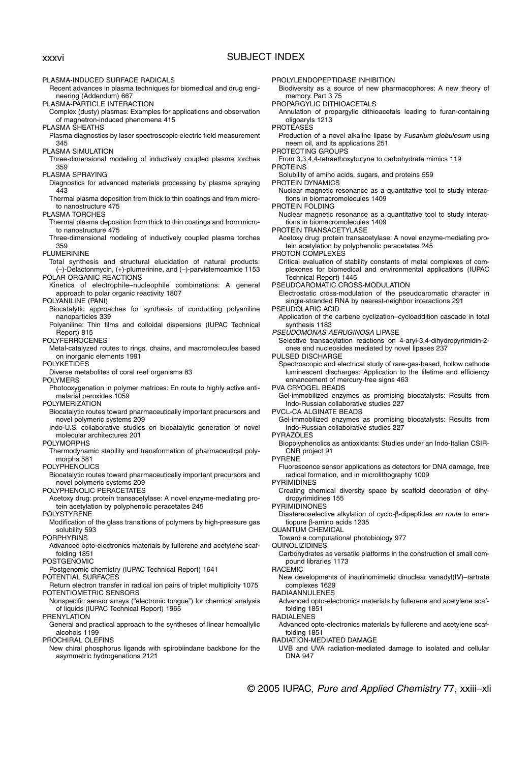PLASMA-INDUCED SURFACE RADICALS
Recent advances in plasma techniques for biomedical and drug engineering (Addendum) 667

PLASMA-PARTICLE INTERACTION
Complex (dusty) plasmas: Examples for applications and observation of magnetron-induced phenomena 415

PLASMA SHEATHS
Plasma diagnostics by laser spectroscopic electric field measurement 345

PLASMA SIMULATION
Three-dimensional modeling of inductively coupled plasma torches 359

PLASMA SPRAYING
Diagnostics for advanced materials processing by plasma spraying 443
Thermal plasma deposition from thick to thin coatings and from micro- to nanostructure 475

PLASMA TORCHES
Thermal plasma deposition from thick to thin coatings and from micro- to nanostructure 475
Three-dimensional modeling of inductively coupled plasma torches 359

PLUMERININE
Total synthesis and structural elucidation of natural products: (–)-Delactonmycin, (+)-plumerinine, and (–)-parvistemoamide 1153

POLAR ORGANIC REACTIONS
Kinetics of electrophile–nucleophile combinations: A general approach to polar organic reactivity 1807

POLYANILINE (PANI)
Biocatalytic approaches for synthesis of conducting polyaniline nanoparticles 339
Polyaniline: Thin films and colloidal dispersions (IUPAC Technical Report) 815

POLYFERROCENES
Metal-catalyzed routes to rings, chains, and macromolecules based on inorganic elements 1991

POLYKETIDES
Diverse metabolites of coral reef organisms 83

POLYMERS
Photooxygenation in polymer matrices: En route to highly active antimalarial peroxides 1059

POLYMERIZATION
Biocatalytic routes toward pharmaceutically important precursors and novel polymeric systems 209
Indo-U.S. collaborative studies on biocatalytic generation of novel molecular architectures 201

POLYMORPHS
Thermodynamic stability and transformation of pharmaceutical polymorphs 581

POLYPHENOLICS
Biocatalytic routes toward pharmaceutically important precursors and novel polymeric systems 209

POLYPHENOLIC PERACETATES
Acetoxy drug: protein transacetylase: A novel enzyme-mediating protein acetylation by polyphenolic peracetates 245

POLYSTYRENE
Modification of the glass transitions of polymers by high-pressure gas solubility 593

PORPHYRINS
Advanced opto-electronics materials by fullerene and acetylene scaffolding 1851

POSTGENOMIC
Postgenomic chemistry (IUPAC Technical Report) 1641

POTENTIAL SURFACES
Return electron transfer in radical ion pairs of triplet multiplicity 1075

POTENTIOMETRIC SENSORS
Nonspecific sensor arrays ("electronic tongue") for chemical analysis of liquids (IUPAC Technical Report) 1965

PRENYLATION
General and practical approach to the syntheses of linear homoallylic alcohols 1199

PROCHIRAL OLEFINS
New chiral phosphorus ligands with spirobiindane backbone for the asymmetric hydrogenations 2121

PROLYLENDOPEPTIDASE INHIBITION
Biodiversity as a source of new pharmacophores: A new theory of memory. Part 3 75

PROPARGYLIC DITHIOACETALS
Annulation of propargylic dithioacetals leading to furan-containing oligoaryls 1213

PROTEASES
Production of a novel alkaline lipase by *Fusarium globulosum* using neem oil, and its applications 251

PROTECTING GROUPS
From 3,3,4,4-tetraethoxybutyne to carbohydrate mimics 119

PROTEINS
Solubility of amino acids, sugars, and proteins 559

PROTEIN DYNAMICS
Nuclear magnetic resonance as a quantitative tool to study interactions in biomacromolecules 1409

PROTEIN FOLDING
Nuclear magnetic resonance as a quantitative tool to study interactions in biomacromolecules 1409

PROTEIN TRANSACETYLASE
Acetoxy drug: protein transacetylase: A novel enzyme-mediating protein acetylation by polyphenolic peracetates 245

PROTON COMPLEXES
Critical evaluation of stability constants of metal complexes of complexones for biomedical and environmental applications (IUPAC Technical Report) 1445

PSEUDOAROMATIC CROSS-MODULATION
Electrostatic cross-modulation of the pseudoaromatic character in single-stranded RNA by nearest-neighbor interactions 291

PSEUDOLARIC ACID
Application of the carbene cyclization–cycloaddition cascade in total synthesis 1183

*PSEUDOMONAS AERUGINOSA* LIPASE
Selective transacylation reactions on 4-aryl-3,4-dihydropyrimidin-2-ones and nucleosides mediated by novel lipases 237

PULSED DISCHARGE
Spectroscopic and electrical study of rare-gas-based, hollow cathode luminescent discharges: Application to the lifetime and efficiency enhancement of mercury-free signs 463

PVA CRYOGEL BEADS
Gel-immobilized enzymes as promising biocatalysts: Results from Indo-Russian collaborative studies 227

PVCL-CA ALGINATE BEADS
Gel-immobilized enzymes as promising biocatalysts: Results from Indo-Russian collaborative studies 227

PYRAZOLES
Biopolyphenolics as antioxidants: Studies under an Indo-Italian CSIR-CNR project 91

PYRENE
Fluorescence sensor applications as detectors for DNA damage, free radical formation, and in microlithography 1009

PYRIMIDINES
Creating chemical diversity space by scaffold decoration of dihydropyrimidines 155

PYRIMIDINONES
Diastereoselective alkylation of cyclo-β-dipeptides *en route* to enantiopure β-amino acids 1235

QUANTUM CHEMICAL
Toward a computational photobiology 977

QUINOLIZIDINES
Carbohydrates as versatile platforms in the construction of small compound libraries 1173

RACEMIC
New developments of insulinomimetic dinuclear vanadyl(IV)–tartrate complexes 1629

RADIAANNULENES
Advanced opto-electronics materials by fullerene and acetylene scaffolding 1851

RADIALENES
Advanced opto-electronics materials by fullerene and acetylene scaffolding 1851

RADIATION-MEDIATED DAMAGE
UVB and UVA radiation-mediated damage to isolated and cellular DNA 947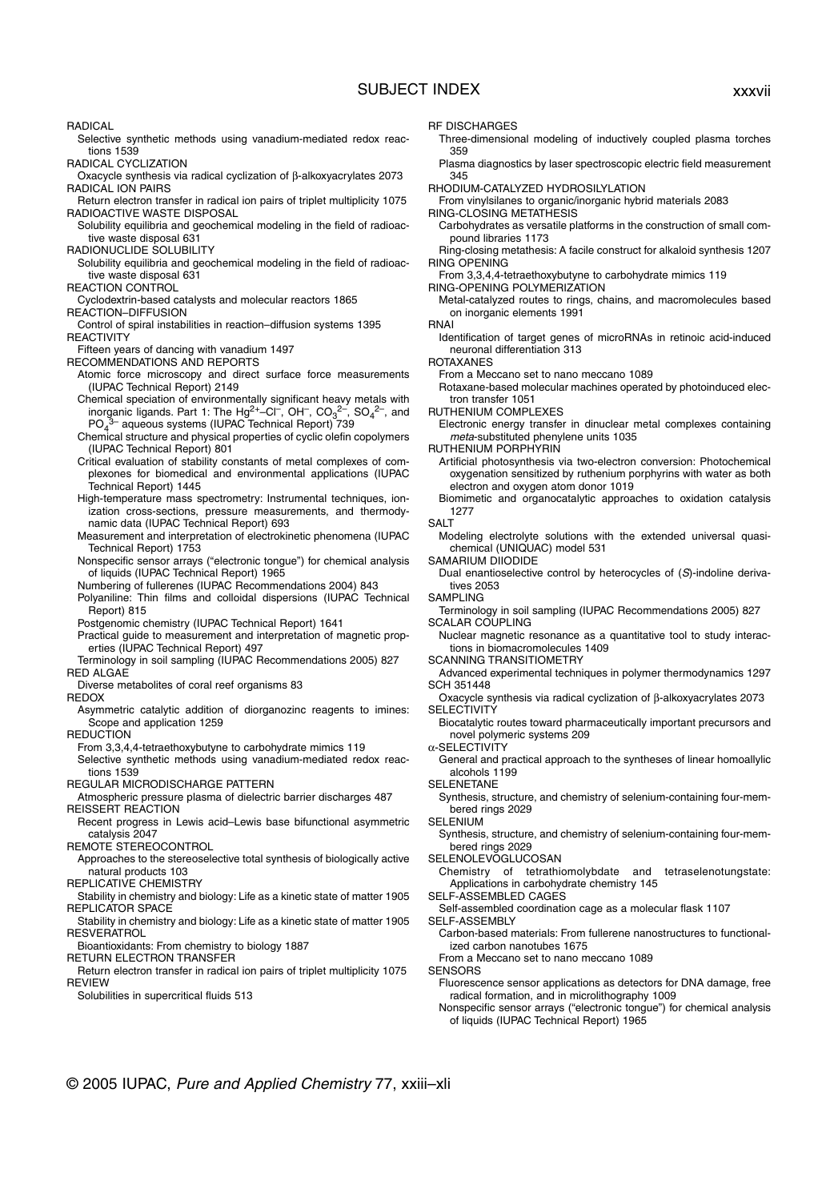# SUBJECT INDEX

RADICAL
- Selective synthetic methods using vanadium-mediated redox reactions 1539

RADICAL CYCLIZATION
- Oxacycle synthesis via radical cyclization of β-alkoxyacrylates 2073

RADICAL ION PAIRS
- Return electron transfer in radical ion pairs of triplet multiplicity 1075

RADIOACTIVE WASTE DISPOSAL
- Solubility equilibria and geochemical modeling in the field of radioactive waste disposal 631

RADIONUCLIDE SOLUBILITY
- Solubility equilibria and geochemical modeling in the field of radioactive waste disposal 631

REACTION CONTROL
- Cyclodextrin-based catalysts and molecular reactors 1865

REACTION–DIFFUSION
- Control of spiral instabilities in reaction–diffusion systems 1395

REACTIVITY
- Fifteen years of dancing with vanadium 1497

RECOMMENDATIONS AND REPORTS
- Atomic force microscopy and direct surface force measurements (IUPAC Technical Report) 2149
- Chemical speciation of environmentally significant heavy metals with inorganic ligands. Part 1: The $Hg^{2+}$–$Cl^{-}$, $OH^{-}$, $CO_3^{2-}$, $SO_4^{2-}$, and $PO_4^{3-}$ aqueous systems (IUPAC Technical Report) 739
- Chemical structure and physical properties of cyclic olefin copolymers (IUPAC Technical Report) 801
- Critical evaluation of stability constants of metal complexes of complexones for biomedical and environmental applications (IUPAC Technical Report) 1445
- High-temperature mass spectrometry: Instrumental techniques, ionization cross-sections, pressure measurements, and thermodynamic data (IUPAC Technical Report) 693
- Measurement and interpretation of electrokinetic phenomena (IUPAC Technical Report) 1753
- Nonspecific sensor arrays ("electronic tongue") for chemical analysis of liquids (IUPAC Technical Report) 1965
- Numbering of fullerenes (IUPAC Recommendations 2004) 843
- Polyaniline: Thin films and colloidal dispersions (IUPAC Technical Report) 815
- Postgenomic chemistry (IUPAC Technical Report) 1641
- Practical guide to measurement and interpretation of magnetic properties (IUPAC Technical Report) 497
- Terminology in soil sampling (IUPAC Recommendations 2005) 827

RED ALGAE
- Diverse metabolites of coral reef organisms 83

REDOX
- Asymmetric catalytic addition of diorganozinc reagents to imines: Scope and application 1259

REDUCTION
- From 3,3,4,4-tetraethoxybutyne to carbohydrate mimics 119
- Selective synthetic methods using vanadium-mediated redox reactions 1539

REGULAR MICRODISCHARGE PATTERN
- Atmospheric pressure plasma of dielectric barrier discharges 487

REISSERT REACTION
- Recent progress in Lewis acid–Lewis base bifunctional asymmetric catalysis 2047

REMOTE STEREOCONTROL
- Approaches to the stereoselective total synthesis of biologically active natural products 103

REPLICATIVE CHEMISTRY
- Stability in chemistry and biology: Life as a kinetic state of matter 1905

REPLICATOR SPACE
- Stability in chemistry and biology: Life as a kinetic state of matter 1905

RESVERATROL
- Bioantioxidants: From chemistry to biology 1887

RETURN ELECTRON TRANSFER
- Return electron transfer in radical ion pairs of triplet multiplicity 1075

REVIEW
- Solubilities in supercritical fluids 513

RF DISCHARGES
- Three-dimensional modeling of inductively coupled plasma torches 359
- Plasma diagnostics by laser spectroscopic electric field measurement 345

RHODIUM-CATALYZED HYDROSILYLATION
- From vinylsilanes to organic/inorganic hybrid materials 2083

RING-CLOSING METATHESIS
- Carbohydrates as versatile platforms in the construction of small compound libraries 1173
- Ring-closing metathesis: A facile construct for alkaloid synthesis 1207

RING OPENING
- From 3,3,4,4-tetraethoxybutyne to carbohydrate mimics 119

RING-OPENING POLYMERIZATION
- Metal-catalyzed routes to rings, chains, and macromolecules based on inorganic elements 1991

RNAI
- Identification of target genes of microRNAs in retinoic acid-induced neuronal differentiation 313

ROTAXANES
- From a Meccano set to nano meccano 1089
- Rotaxane-based molecular machines operated by photoinduced electron transfer 1051

RUTHENIUM COMPLEXES
- Electronic energy transfer in dinuclear metal complexes containing *meta*-substituted phenylene units 1035

RUTHENIUM PORPHYRIN
- Artificial photosynthesis via two-electron conversion: Photochemical oxygenation sensitized by ruthenium porphyrins with water as both electron and oxygen atom donor 1019
- Biomimetic and organocatalytic approaches to oxidation catalysis 1277

SALT
- Modeling electrolyte solutions with the extended universal quasi-chemical (UNIQUAC) model 531

SAMARIUM DIIODIDE
- Dual enantioselective control by heterocycles of (*S*)-indoline derivatives 2053

SAMPLING
- Terminology in soil sampling (IUPAC Recommendations 2005) 827

SCALAR COUPLING
- Nuclear magnetic resonance as a quantitative tool to study interactions in biomacromolecules 1409

SCANNING TRANSITIOMETRY
- Advanced experimental techniques in polymer thermodynamics 1297

SCH 351448
- Oxacycle synthesis via radical cyclization of β-alkoxyacrylates 2073

SELECTIVITY
- Biocatalytic routes toward pharmaceutically important precursors and novel polymeric systems 209

α-SELECTIVITY
- General and practical approach to the syntheses of linear homoallylic alcohols 1199

SELENETANE
- Synthesis, structure, and chemistry of selenium-containing four-membered rings 2029

SELENIUM
- Synthesis, structure, and chemistry of selenium-containing four-membered rings 2029

SELENOLEVOGLUCOSAN
- Chemistry of tetrathiomolybdate and tetraselenotungstate: Applications in carbohydrate chemistry 145

SELF-ASSEMBLED CAGES
- Self-assembled coordination cage as a molecular flask 1107

SELF-ASSEMBLY
- Carbon-based materials: From fullerene nanostructures to functionalized carbon nanotubes 1675
- From a Meccano set to nano meccano 1089

SENSORS
- Fluorescence sensor applications as detectors for DNA damage, free radical formation, and in microlithography 1009
- Nonspecific sensor arrays ("electronic tongue") for chemical analysis of liquids (IUPAC Technical Report) 1965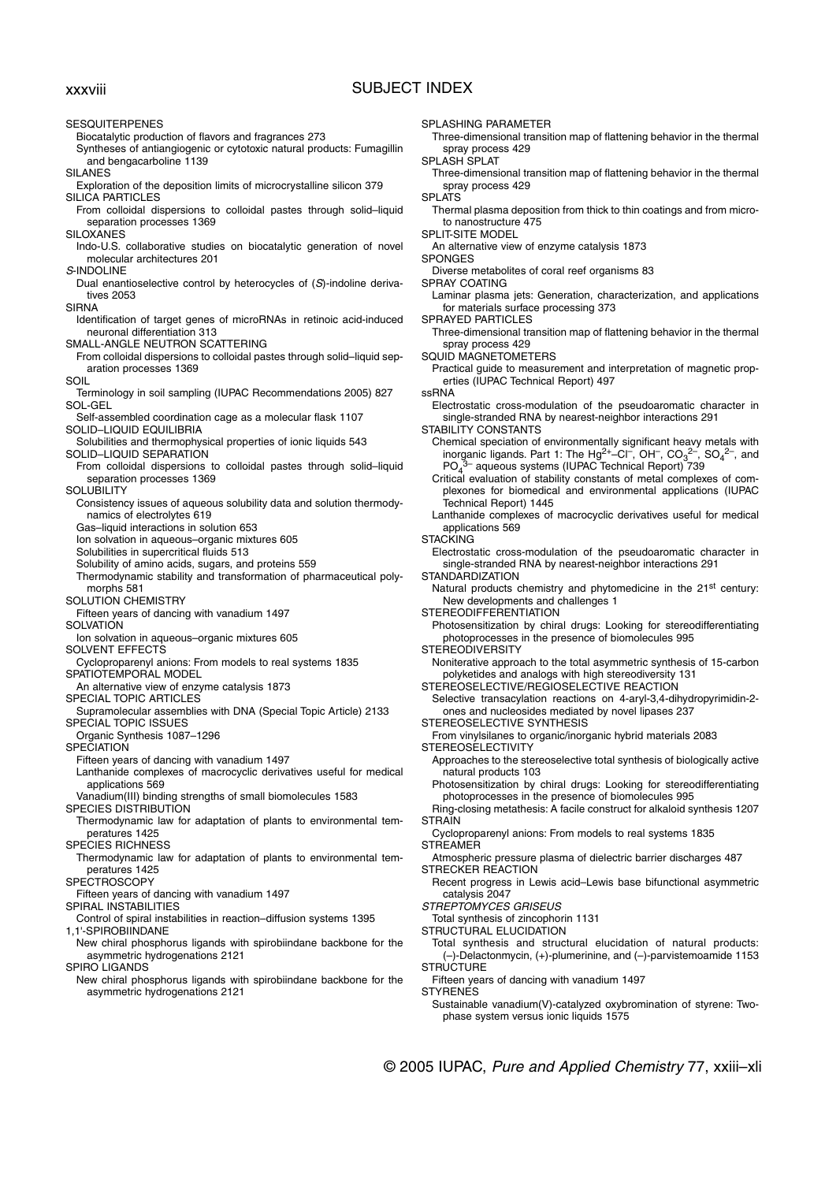# SUBJECT INDEX

SESQUITERPENES
  Biocatalytic production of flavors and fragrances 273
  Syntheses of antiangiogenic or cytotoxic natural products: Fumagillin and bengacarboline 1139
SILANES
  Exploration of the deposition limits of microcrystalline silicon 379
SILICA PARTICLES
  From colloidal dispersions to colloidal pastes through solid–liquid separation processes 1369
SILOXANES
  Indo-U.S. collaborative studies on biocatalytic generation of novel molecular architectures 201
*S*-INDOLINE
  Dual enantioselective control by heterocycles of (*S*)-indoline derivatives 2053
SIRNA
  Identification of target genes of microRNAs in retinoic acid-induced neuronal differentiation 313
SMALL-ANGLE NEUTRON SCATTERING
  From colloidal dispersions to colloidal pastes through solid–liquid separation processes 1369
SOIL
  Terminology in soil sampling (IUPAC Recommendations 2005) 827
SOL-GEL
  Self-assembled coordination cage as a molecular flask 1107
SOLID–LIQUID EQUILIBRIA
  Solubilities and thermophysical properties of ionic liquids 543
SOLID–LIQUID SEPARATION
  From colloidal dispersions to colloidal pastes through solid–liquid separation processes 1369
SOLUBILITY
  Consistency issues of aqueous solubility data and solution thermodynamics of electrolytes 619
  Gas–liquid interactions in solution 653
  Ion solvation in aqueous–organic mixtures 605
  Solubilities in supercritical fluids 513
  Solubility of amino acids, sugars, and proteins 559
  Thermodynamic stability and transformation of pharmaceutical polymorphs 581
SOLUTION CHEMISTRY
  Fifteen years of dancing with vanadium 1497
SOLVATION
  Ion solvation in aqueous–organic mixtures 605
SOLVENT EFFECTS
  Cyclopropareny anions: From models to real systems 1835
SPATIOTEMPORAL MODEL
  An alternative view of enzyme catalysis 1873
SPECIAL TOPIC ARTICLES
  Supramolecular assemblies with DNA (Special Topic Article) 2133
SPECIAL TOPIC ISSUES
  Organic Synthesis 1087–1296
SPECIATION
  Fifteen years of dancing with vanadium 1497
  Lanthanide complexes of macrocyclic derivatives useful for medical applications 569
  Vanadium(III) binding strengths of small biomolecules 1583
SPECIES DISTRIBUTION
  Thermodynamic law for adaptation of plants to environmental temperatures 1425
SPECIES RICHNESS
  Thermodynamic law for adaptation of plants to environmental temperatures 1425
SPECTROSCOPY
  Fifteen years of dancing with vanadium 1497
SPIRAL INSTABILITIES
  Control of spiral instabilities in reaction–diffusion systems 1395
1,1'-SPIROBIINDANE
  New chiral phosphorus ligands with spirobiindane backbone for the asymmetric hydrogenations 2121
SPIRO LIGANDS
  New chiral phosphorus ligands with spirobiindane backbone for the asymmetric hydrogenations 2121
SPLASHING PARAMETER
  Three-dimensional transition map of flattening behavior in the thermal spray process 429
SPLASH SPLAT
  Three-dimensional transition map of flattening behavior in the thermal spray process 429
SPLATS
  Thermal plasma deposition from thick to thin coatings and from micro- to nanostructure 475
SPLIT-SITE MODEL
  An alternative view of enzyme catalysis 1873
SPONGES
  Diverse metabolites of coral reef organisms 83
SPRAY COATING
  Laminar plasma jets: Generation, characterization, and applications for materials surface processing 373
SPRAYED PARTICLES
  Three-dimensional transition map of flattening behavior in the thermal spray process 429
SQUID MAGNETOMETERS
  Practical guide to measurement and interpretation of magnetic properties (IUPAC Technical Report) 497
ssRNA
  Electrostatic cross-modulation of the pseudoaromatic character in single-stranded RNA by nearest-neighbor interactions 291
STABILITY CONSTANTS
  Chemical speciation of environmentally significant heavy metals with inorganic ligands. Part 1: The $Hg^{2+}$–$Cl^-$, $OH^-$, $CO_3^{2-}$, $SO_4^{2-}$, and $PO_4^{3-}$ aqueous systems (IUPAC Technical Report) 739
  Critical evaluation of stability constants of metal complexes of complexones for biomedical and environmental applications (IUPAC Technical Report) 1445
  Lanthanide complexes of macrocyclic derivatives useful for medical applications 569
STACKING
  Electrostatic cross-modulation of the pseudoaromatic character in single-stranded RNA by nearest-neighbor interactions 291
STANDARDIZATION
  Natural products chemistry and phytomedicine in the 21st century: New developments and challenges 1
STEREODIFFERENTIATION
  Photosensitization by chiral drugs: Looking for stereodifferentiating photoprocesses in the presence of biomolecules 995
STEREODIVERSITY
  Noniterative approach to the total asymmetric synthesis of 15-carbon polyketides and analogs with high stereodiversity 131
STEREOSELECTIVE/REGIOSELECTIVE REACTION
  Selective transacylation reactions on 4-aryl-3,4-dihydropyrimidin-2-ones and nucleosides mediated by novel lipases 237
STEREOSELECTIVE SYNTHESIS
  From vinylsilanes to organic/inorganic hybrid materials 2083
STEREOSELECTIVITY
  Approaches to the stereoselective total synthesis of biologically active natural products 103
  Photosensitization by chiral drugs: Looking for stereodifferentiating photoprocesses in the presence of biomolecules 995
  Ring-closing metathesis: A facile construct for alkaloid synthesis 1207
STRAIN
  Cyclopropareny anions: From models to real systems 1835
STREAMER
  Atmospheric pressure plasma of dielectric barrier discharges 487
STRECKER REACTION
  Recent progress in Lewis acid–Lewis base bifunctional asymmetric catalysis 2047
*STREPTOMYCES GRISEUS*
  Total synthesis of zincophorin 1131
STRUCTURAL ELUCIDATION
  Total synthesis and structural elucidation of natural products: (–)-Delactonmycin, (+)-plumerinine, and (–)-parvistemoamide 1153
STRUCTURE
  Fifteen years of dancing with vanadium 1497
STYRENES
  Sustainable vanadium(V)-catalyzed oxybromination of styrene: Two-phase system versus ionic liquids 1575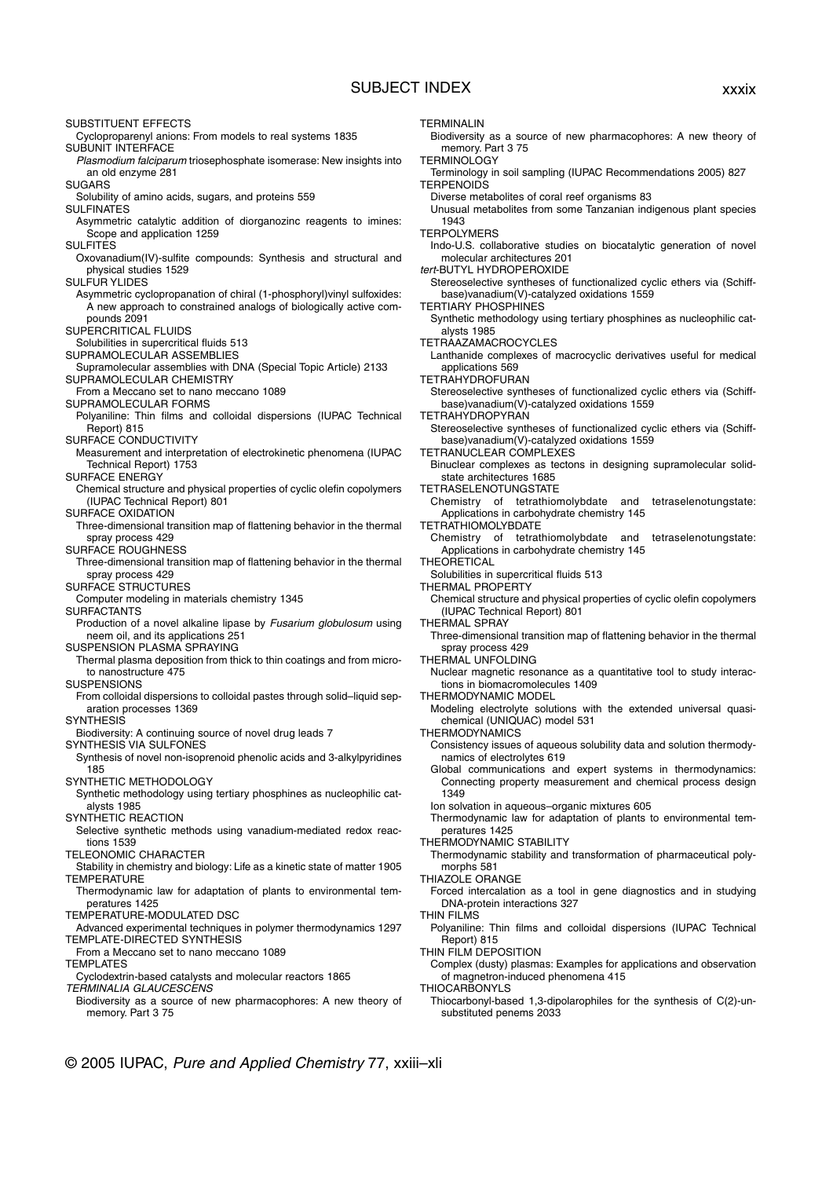SUBSTITUENT EFFECTS
Cycloproparenyl anions: From models to real systems 1835

SUBUNIT INTERFACE
*Plasmodium falciparum* triosephosphate isomerase: New insights into an old enzyme 281

SUGARS
Solubility of amino acids, sugars, and proteins 559

SULFINATES
Asymmetric catalytic addition of diorganozinc reagents to imines: Scope and application 1259

SULFITES
Oxovanadium(IV)-sulfite compounds: Synthesis and structural and physical studies 1529

SULFUR YLIDES
Asymmetric cyclopropanation of chiral (1-phosphoryl)vinyl sulfoxides: A new approach to constrained analogs of biologically active compounds 2091

SUPERCRITICAL FLUIDS
Solubilities in supercritical fluids 513

SUPRAMOLECULAR ASSEMBLIES
Supramolecular assemblies with DNA (Special Topic Article) 2133

SUPRAMOLECULAR CHEMISTRY
From a Meccano set to nano meccano 1089

SUPRAMOLECULAR FORMS
Polyaniline: Thin films and colloidal dispersions (IUPAC Technical Report) 815

SURFACE CONDUCTIVITY
Measurement and interpretation of electrokinetic phenomena (IUPAC Technical Report) 1753

SURFACE ENERGY
Chemical structure and physical properties of cyclic olefin copolymers (IUPAC Technical Report) 801

SURFACE OXIDATION
Three-dimensional transition map of flattening behavior in the thermal spray process 429

SURFACE ROUGHNESS
Three-dimensional transition map of flattening behavior in the thermal spray process 429

SURFACE STRUCTURES
Computer modeling in materials chemistry 1345

SURFACTANTS
Production of a novel alkaline lipase by *Fusarium globulosum* using neem oil, and its applications 251

SUSPENSION PLASMA SPRAYING
Thermal plasma deposition from thick to thin coatings and from micro- to nanostructure 475

SUSPENSIONS
From colloidal dispersions to colloidal pastes through solid–liquid separation processes 1369

SYNTHESIS
Biodiversity: A continuing source of novel drug leads 7

SYNTHESIS VIA SULFONES
Synthesis of novel non-isoprenoid phenolic acids and 3-alkylpyridines 185

SYNTHETIC METHODOLOGY
Synthetic methodology using tertiary phosphines as nucleophilic catalysts 1985

SYNTHETIC REACTION
Selective synthetic methods using vanadium-mediated redox reactions 1539

TELEONOMIC CHARACTER
Stability in chemistry and biology: Life as a kinetic state of matter 1905

TEMPERATURE
Thermodynamic law for adaptation of plants to environmental temperatures 1425

TEMPERATURE-MODULATED DSC
Advanced experimental techniques in polymer thermodynamics 1297

TEMPLATE-DIRECTED SYNTHESIS
From a Meccano set to nano meccano 1089

TEMPLATES
Cyclodextrin-based catalysts and molecular reactors 1865

*TERMINALIA GLAUCESCENS*
Biodiversity as a source of new pharmacophores: A new theory of memory. Part 3 75

TERMINALIN
Biodiversity as a source of new pharmacophores: A new theory of memory. Part 3 75

TERMINOLOGY
Terminology in soil sampling (IUPAC Recommendations 2005) 827

TERPENOIDS
Diverse metabolites of coral reef organisms 83
Unusual metabolites from some Tanzanian indigenous plant species 1943

TERPOLYMERS
Indo-U.S. collaborative studies on biocatalytic generation of novel molecular architectures 201

*tert*-BUTYL HYDROPEROXIDE
Stereoselective syntheses of functionalized cyclic ethers via (Schiff-base)vanadium(V)-catalyzed oxidations 1559

TERTIARY PHOSPHINES
Synthetic methodology using tertiary phosphines as nucleophilic catalysts 1985

TETRAAZAMACROCYCLES
Lanthanide complexes of macrocyclic derivatives useful for medical applications 569

TETRAHYDROFURAN
Stereoselective syntheses of functionalized cyclic ethers via (Schiff-base)vanadium(V)-catalyzed oxidations 1559

TETRAHYDROPYRAN
Stereoselective syntheses of functionalized cyclic ethers via (Schiff-base)vanadium(V)-catalyzed oxidations 1559

TETRANUCLEAR COMPLEXES
Binuclear complexes as tectons in designing supramolecular solid-state architectures 1685

TETRASELENOTUNGSTATE
Chemistry of tetrathiomolybdate and tetraselenotungstate: Applications in carbohydrate chemistry 145

TETRATHIOMOLYBDATE
Chemistry of tetrathiomolybdate and tetraselenotungstate: Applications in carbohydrate chemistry 145

THEORETICAL
Solubilities in supercritical fluids 513

THERMAL PROPERTY
Chemical structure and physical properties of cyclic olefin copolymers (IUPAC Technical Report) 801

THERMAL SPRAY
Three-dimensional transition map of flattening behavior in the thermal spray process 429

THERMAL UNFOLDING
Nuclear magnetic resonance as a quantitative tool to study interactions in biomacromolecules 1409

THERMODYNAMIC MODEL
Modeling electrolyte solutions with the extended universal quasi-chemical (UNIQUAC) model 531

THERMODYNAMICS
Consistency issues of aqueous solubility data and solution thermodynamics of electrolytes 619
Global communications and expert systems in thermodynamics: Connecting property measurement and chemical process design 1349
Ion solvation in aqueous–organic mixtures 605
Thermodynamic law for adaptation of plants to environmental temperatures 1425

THERMODYNAMIC STABILITY
Thermodynamic stability and transformation of pharmaceutical polymorphs 581

THIAZOLE ORANGE
Forced intercalation as a tool in gene diagnostics and in studying DNA-protein interactions 327

THIN FILMS
Polyaniline: Thin films and colloidal dispersions (IUPAC Technical Report) 815

THIN FILM DEPOSITION
Complex (dusty) plasmas: Examples for applications and observation of magnetron-induced phenomena 415

THIOCARBONYLS
Thiocarbonyl-based 1,3-dipolarophiles for the synthesis of C(2)-unsubstituted penems 2033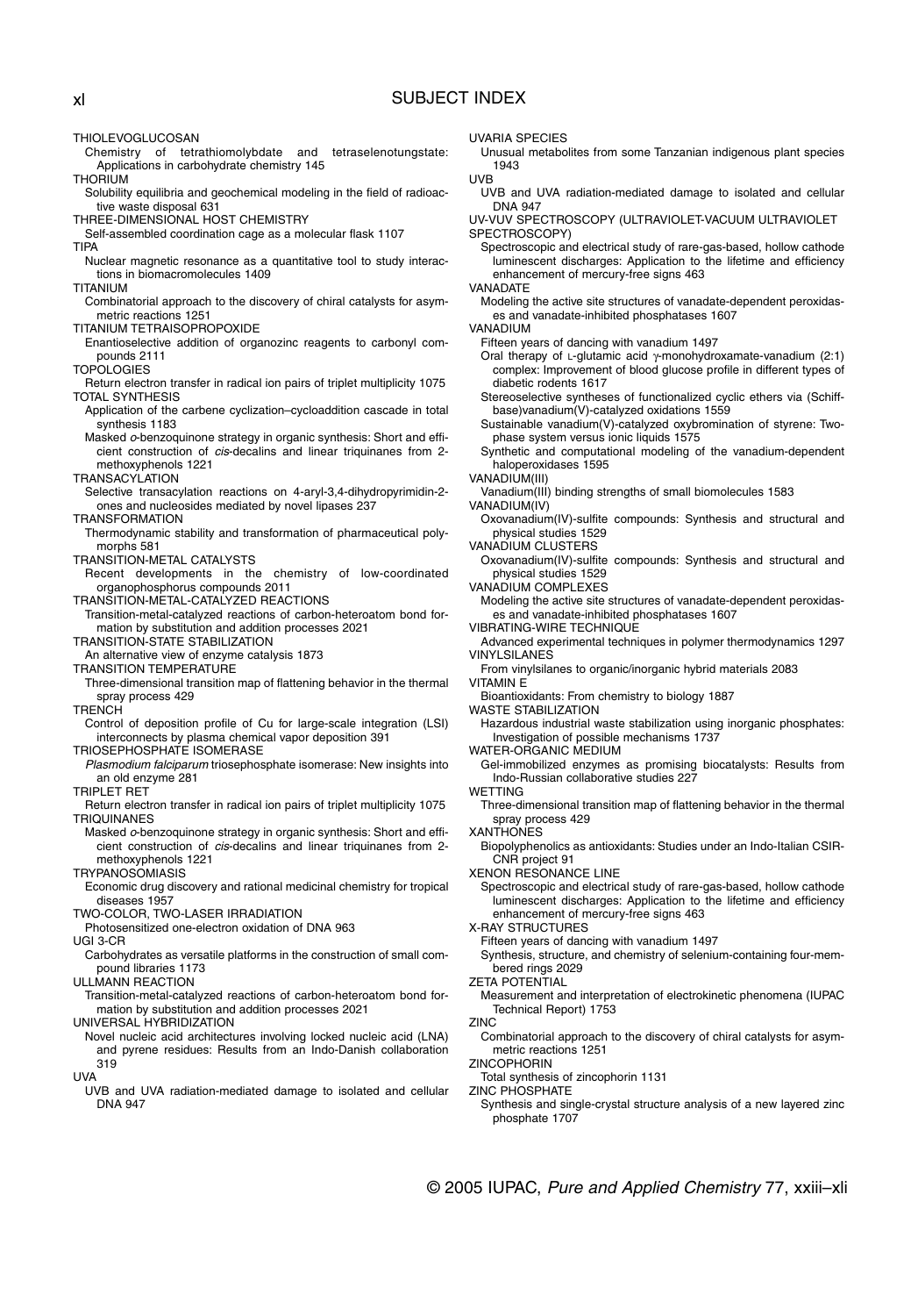THIOLEVOGLUCOSAN
Chemistry of tetrathiomolybdate and tetraselenotungstate: Applications in carbohydrate chemistry 145

THORIUM
Solubility equilibria and geochemical modeling in the field of radioactive waste disposal 631

THREE-DIMENSIONAL HOST CHEMISTRY
Self-assembled coordination cage as a molecular flask 1107

TIPA
Nuclear magnetic resonance as a quantitative tool to study interactions in biomacromolecules 1409

TITANIUM
Combinatorial approach to the discovery of chiral catalysts for asymmetric reactions 1251

TITANIUM TETRAISOPROPOXIDE
Enantioselective addition of organozinc reagents to carbonyl compounds 2111

TOPOLOGIES
Return electron transfer in radical ion pairs of triplet multiplicity 1075

TOTAL SYNTHESIS
Application of the carbene cyclization–cycloaddition cascade in total synthesis 1183
Masked *o*-benzoquinone strategy in organic synthesis: Short and efficient construction of *cis*-decalins and linear triquinanes from 2-methoxyphenols 1221

TRANSACYLATION
Selective transacylation reactions on 4-aryl-3,4-dihydropyrimidin-2-ones and nucleosides mediated by novel lipases 237

TRANSFORMATION
Thermodynamic stability and transformation of pharmaceutical polymorphs 581

TRANSITION-METAL CATALYSTS
Recent developments in the chemistry of low-coordinated organophosphorus compounds 2011

TRANSITION-METAL-CATALYZED REACTIONS
Transition-metal-catalyzed reactions of carbon-heteroatom bond formation by substitution and addition processes 2021

TRANSITION-STATE STABILIZATION
An alternative view of enzyme catalysis 1873

TRANSITION TEMPERATURE
Three-dimensional transition map of flattening behavior in the thermal spray process 429

TRENCH
Control of deposition profile of Cu for large-scale integration (LSI) interconnects by plasma chemical vapor deposition 391

TRIOSEPHOSPHATE ISOMERASE
*Plasmodium falciparum* triosephosphate isomerase: New insights into an old enzyme 281

TRIPLET RET
Return electron transfer in radical ion pairs of triplet multiplicity 1075

TRIQUINANES
Masked *o*-benzoquinone strategy in organic synthesis: Short and efficient construction of *cis*-decalins and linear triquinanes from 2-methoxyphenols 1221

TRYPANOSOMIASIS
Economic drug discovery and rational medicinal chemistry for tropical diseases 1957

TWO-COLOR, TWO-LASER IRRADIATION
Photosensitized one-electron oxidation of DNA 963

UGI 3-CR
Carbohydrates as versatile platforms in the construction of small compound libraries 1173

ULLMANN REACTION
Transition-metal-catalyzed reactions of carbon-heteroatom bond formation by substitution and addition processes 2021

UNIVERSAL HYBRIDIZATION
Novel nucleic acid architectures involving locked nucleic acid (LNA) and pyrene residues: Results from an Indo-Danish collaboration 319

UVA
UVB and UVA radiation-mediated damage to isolated and cellular DNA 947

UVARIA SPECIES
Unusual metabolites from some Tanzanian indigenous plant species 1943

UVB
UVB and UVA radiation-mediated damage to isolated and cellular DNA 947

UV-VUV SPECTROSCOPY (ULTRAVIOLET-VACUUM ULTRAVIOLET SPECTROSCOPY)
Spectroscopic and electrical study of rare-gas-based, hollow cathode luminescent discharges: Application to the lifetime and efficiency enhancement of mercury-free signs 463

VANADATE
Modeling the active site structures of vanadate-dependent peroxidases and vanadate-inhibited phosphatases 1607

VANADIUM
Fifteen years of dancing with vanadium 1497
Oral therapy of L-glutamic acid γ-monohydroxamate-vanadium (2:1) complex: Improvement of blood glucose profile in different types of diabetic rodents 1617
Stereoselective syntheses of functionalized cyclic ethers via (Schiff-base)vanadium(V)-catalyzed oxidations 1559
Sustainable vanadium(V)-catalyzed oxybromination of styrene: Two-phase system versus ionic liquids 1575
Synthetic and computational modeling of the vanadium-dependent haloperoxidases 1595

VANADIUM(III)
Vanadium(III) binding strengths of small biomolecules 1583

VANADIUM(IV)
Oxovanadium(IV)-sulfite compounds: Synthesis and structural and physical studies 1529

VANADIUM CLUSTERS
Oxovanadium(IV)-sulfite compounds: Synthesis and structural and physical studies 1529

VANADIUM COMPLEXES
Modeling the active site structures of vanadate-dependent peroxidases and vanadate-inhibited phosphatases 1607

VIBRATING-WIRE TECHNIQUE
Advanced experimental techniques in polymer thermodynamics 1297

VINYLSILANES
From vinylsilanes to organic/inorganic hybrid materials 2083

VITAMIN E
Bioantioxidants: From chemistry to biology 1887

WASTE STABILIZATION
Hazardous industrial waste stabilization using inorganic phosphates: Investigation of possible mechanisms 1737

WATER-ORGANIC MEDIUM
Gel-immobilized enzymes as promising biocatalysts: Results from Indo-Russian collaborative studies 227

WETTING
Three-dimensional transition map of flattening behavior in the thermal spray process 429

XANTHONES
Biopolyphenolics as antioxidants: Studies under an Indo-Italian CSIR-CNR project 91

XENON RESONANCE LINE
Spectroscopic and electrical study of rare-gas-based, hollow cathode luminescent discharges: Application to the lifetime and efficiency enhancement of mercury-free signs 463

X-RAY STRUCTURES
Fifteen years of dancing with vanadium 1497
Synthesis, structure, and chemistry of selenium-containing four-membered rings 2029

ZETA POTENTIAL
Measurement and interpretation of electrokinetic phenomena (IUPAC Technical Report) 1753

ZINC
Combinatorial approach to the discovery of chiral catalysts for asymmetric reactions 1251

ZINCOPHORIN
Total synthesis of zincophorin 1131

ZINC PHOSPHATE
Synthesis and single-crystal structure analysis of a new layered zinc phosphate 1707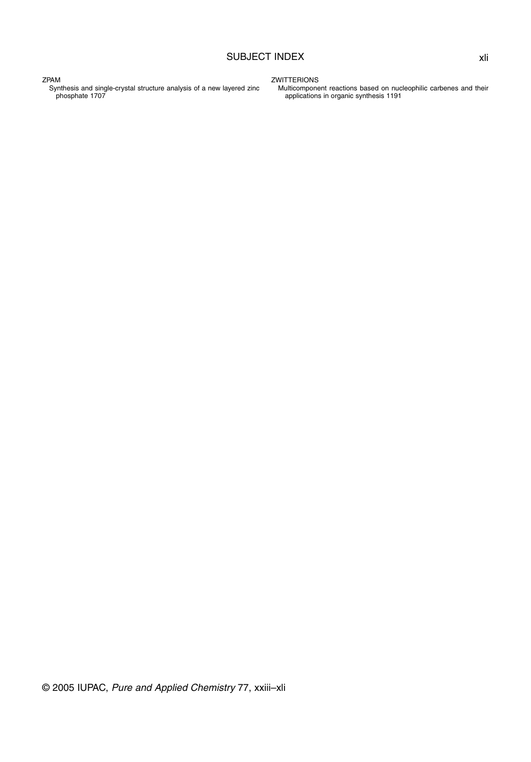ZPAM
Synthesis and single-crystal structure analysis of a new layered zinc phosphate 1707

ZWITTERIONS
Multicomponent reactions based on nucleophilic carbenes and their applications in organic synthesis 1191